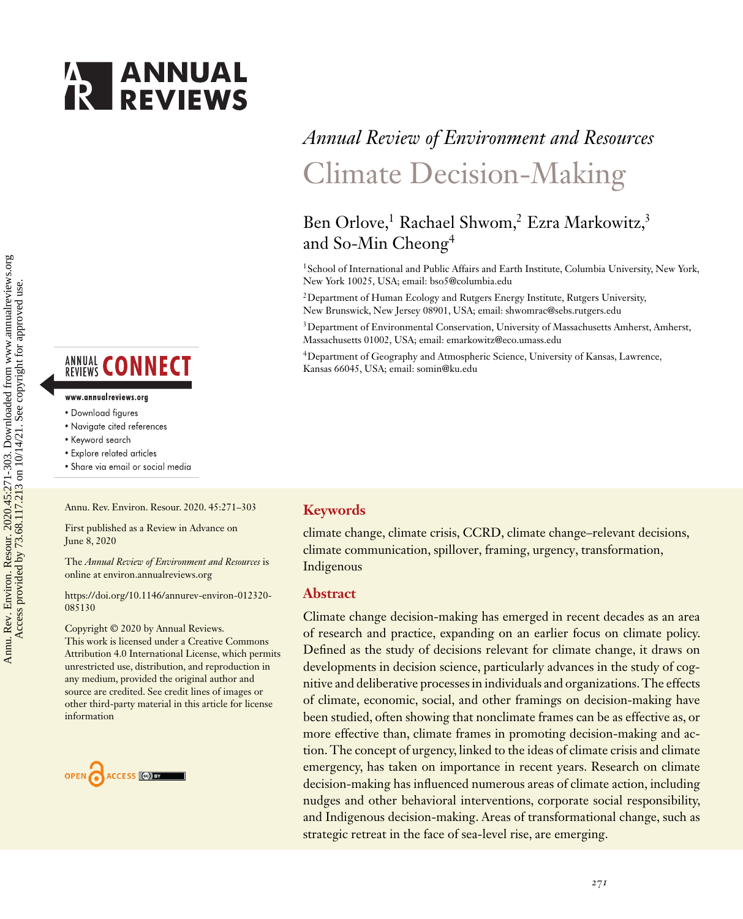*Annual Review of Environment and Resources*

# Climate Decision-Making

Ben Orlove,[1] Rachael Shwom,[2] Ezra Markowitz,[3] and So-Min Cheong[4]

[1]School of International and Public Affairs and Earth Institute, Columbia University, New York, New York 10025, USA; email: bso5@columbia.edu

[2]Department of Human Ecology and Rutgers Energy Institute, Rutgers University, New Brunswick, New Jersey 08901, USA; email: shwomrac@sebs.rutgers.edu

[3]Department of Environmental Conservation, University of Massachusetts Amherst, Amherst, Massachusetts 01002, USA; email: emarkowitz@eco.umass.edu

[4]Department of Geography and Atmospheric Science, University of Kansas, Lawrence, Kansas 66045, USA; email: somin@ku.edu

Annu. Rev. Environ. Resour. 2020. 45:271–303

First published as a Review in Advance on June 8, 2020

The *Annual Review of Environment and Resources* is online at environ.annualreviews.org

https://doi.org/10.1146/annurev-environ-012320-085130

Copyright © 2020 by Annual Reviews. This work is licensed under a Creative Commons Attribution 4.0 International License, which permits unrestricted use, distribution, and reproduction in any medium, provided the original author and source are credited. See credit lines of images or other third-party material in this article for license information

## Keywords

climate change, climate crisis, CCRD, climate change–relevant decisions, climate communication, spillover, framing, urgency, transformation, Indigenous

## Abstract

Climate change decision-making has emerged in recent decades as an area of research and practice, expanding on an earlier focus on climate policy. Defined as the study of decisions relevant for climate change, it draws on developments in decision science, particularly advances in the study of cognitive and deliberative processes in individuals and organizations. The effects of climate, economic, social, and other framings on decision-making have been studied, often showing that nonclimate frames can be as effective as, or more effective than, climate frames in promoting decision-making and action. The concept of urgency, linked to the ideas of climate crisis and climate emergency, has taken on importance in recent years. Research on climate decision-making has influenced numerous areas of climate action, including nudges and other behavioral interventions, corporate social responsibility, and Indigenous decision-making. Areas of transformational change, such as strategic retreat in the face of sea-level rise, are emerging.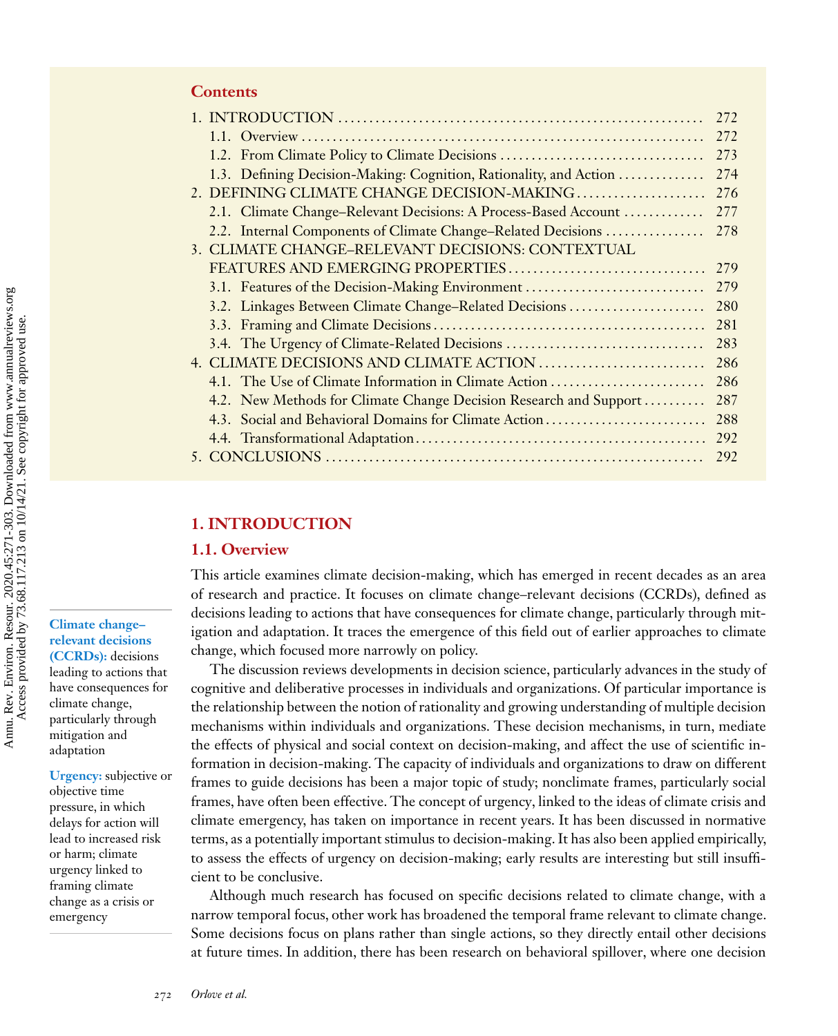## Contents

1. INTRODUCTION .......... 272
   - 1.1. Overview .......... 272
   - 1.2. From Climate Policy to Climate Decisions .......... 273
   - 1.3. Defining Decision-Making: Cognition, Rationality, and Action .......... 274
2. DEFINING CLIMATE CHANGE DECISION-MAKING .......... 276
   - 2.1. Climate Change–Relevant Decisions: A Process-Based Account .......... 277
   - 2.2. Internal Components of Climate Change–Related Decisions .......... 278
3. CLIMATE CHANGE–RELEVANT DECISIONS: CONTEXTUAL FEATURES AND EMERGING PROPERTIES .......... 279
   - 3.1. Features of the Decision-Making Environment .......... 279
   - 3.2. Linkages Between Climate Change–Related Decisions .......... 280
   - 3.3. Framing and Climate Decisions .......... 281
   - 3.4. The Urgency of Climate-Related Decisions .......... 283
4. CLIMATE DECISIONS AND CLIMATE ACTION .......... 286
   - 4.1. The Use of Climate Information in Climate Action .......... 286
   - 4.2. New Methods for Climate Change Decision Research and Support .......... 287
   - 4.3. Social and Behavioral Domains for Climate Action .......... 288
   - 4.4. Transformational Adaptation .......... 292
5. CONCLUSIONS .......... 292

# 1. INTRODUCTION

## 1.1. Overview

This article examines climate decision-making, which has emerged in recent decades as an area of research and practice. It focuses on climate change–relevant decisions (CCRDs), defined as decisions leading to actions that have consequences for climate change, particularly through mitigation and adaptation. It traces the emergence of this field out of earlier approaches to climate change, which focused more narrowly on policy.

**Climate change–relevant decisions (CCRDs):** decisions leading to actions that have consequences for climate change, particularly through mitigation and adaptation

**Urgency:** subjective or objective time pressure, in which delays for action will lead to increased risk or harm; climate urgency linked to framing climate change as a crisis or emergency

The discussion reviews developments in decision science, particularly advances in the study of cognitive and deliberative processes in individuals and organizations. Of particular importance is the relationship between the notion of rationality and growing understanding of multiple decision mechanisms within individuals and organizations. These decision mechanisms, in turn, mediate the effects of physical and social context on decision-making, and affect the use of scientific information in decision-making. The capacity of individuals and organizations to draw on different frames to guide decisions has been a major topic of study; nonclimate frames, particularly social frames, have often been effective. The concept of urgency, linked to the ideas of climate crisis and climate emergency, has taken on importance in recent years. It has been discussed in normative terms, as a potentially important stimulus to decision-making. It has also been applied empirically, to assess the effects of urgency on decision-making; early results are interesting but still insufficient to be conclusive.

Although much research has focused on specific decisions related to climate change, with a narrow temporal focus, other work has broadened the temporal frame relevant to climate change. Some decisions focus on plans rather than single actions, so they directly entail other decisions at future times. In addition, there has been research on behavioral spillover, where one decision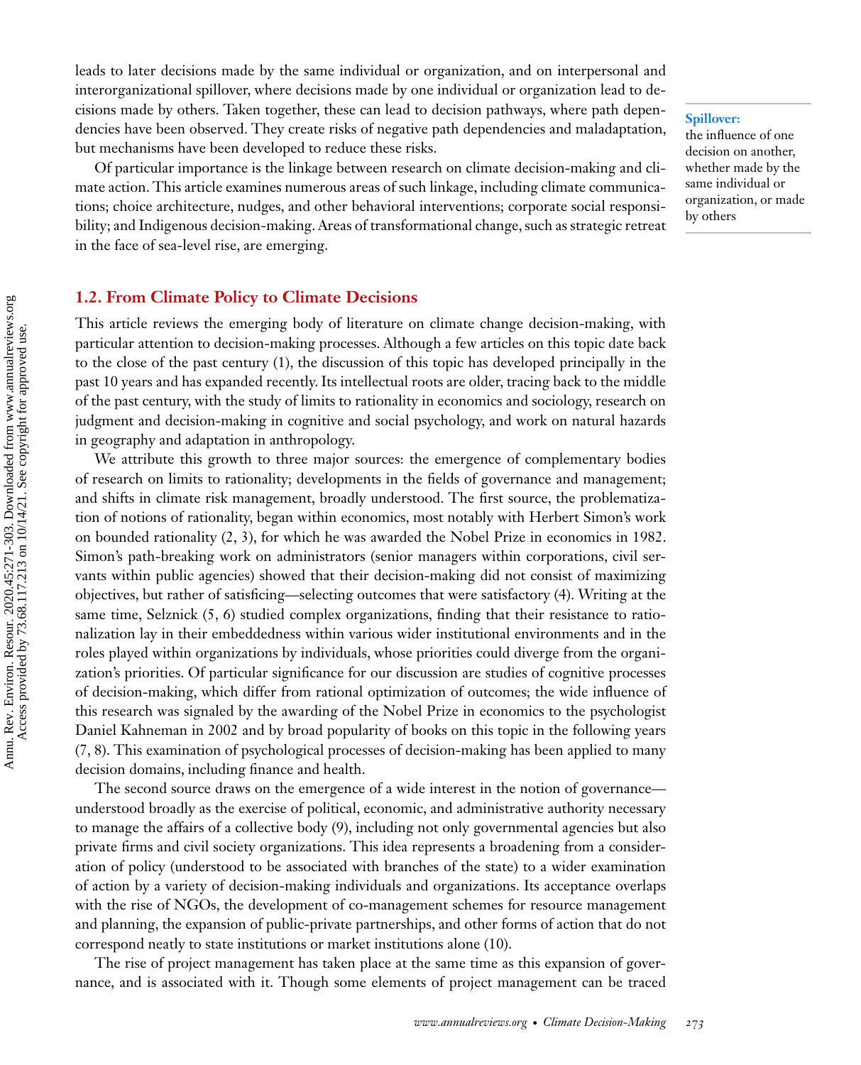leads to later decisions made by the same individual or organization, and on interpersonal and interorganizational spillover, where decisions made by one individual or organization lead to decisions made by others. Taken together, these can lead to decision pathways, where path dependencies have been observed. They create risks of negative path dependencies and maladaptation, but mechanisms have been developed to reduce these risks.

**Spillover:** the influence of one decision on another, whether made by the same individual or organization, or made by others

Of particular importance is the linkage between research on climate decision-making and climate action. This article examines numerous areas of such linkage, including climate communications; choice architecture, nudges, and other behavioral interventions; corporate social responsibility; and Indigenous decision-making. Areas of transformational change, such as strategic retreat in the face of sea-level rise, are emerging.

## 1.2. From Climate Policy to Climate Decisions

This article reviews the emerging body of literature on climate change decision-making, with particular attention to decision-making processes. Although a few articles on this topic date back to the close of the past century (1), the discussion of this topic has developed principally in the past 10 years and has expanded recently. Its intellectual roots are older, tracing back to the middle of the past century, with the study of limits to rationality in economics and sociology, research on judgment and decision-making in cognitive and social psychology, and work on natural hazards in geography and adaptation in anthropology.

We attribute this growth to three major sources: the emergence of complementary bodies of research on limits to rationality; developments in the fields of governance and management; and shifts in climate risk management, broadly understood. The first source, the problematization of notions of rationality, began within economics, most notably with Herbert Simon's work on bounded rationality (2, 3), for which he was awarded the Nobel Prize in economics in 1982. Simon's path-breaking work on administrators (senior managers within corporations, civil servants within public agencies) showed that their decision-making did not consist of maximizing objectives, but rather of satisficing—selecting outcomes that were satisfactory (4). Writing at the same time, Selznick (5, 6) studied complex organizations, finding that their resistance to rationalization lay in their embeddedness within various wider institutional environments and in the roles played within organizations by individuals, whose priorities could diverge from the organization's priorities. Of particular significance for our discussion are studies of cognitive processes of decision-making, which differ from rational optimization of outcomes; the wide influence of this research was signaled by the awarding of the Nobel Prize in economics to the psychologist Daniel Kahneman in 2002 and by broad popularity of books on this topic in the following years (7, 8). This examination of psychological processes of decision-making has been applied to many decision domains, including finance and health.

The second source draws on the emergence of a wide interest in the notion of governance—understood broadly as the exercise of political, economic, and administrative authority necessary to manage the affairs of a collective body (9), including not only governmental agencies but also private firms and civil society organizations. This idea represents a broadening from a consideration of policy (understood to be associated with branches of the state) to a wider examination of action by a variety of decision-making individuals and organizations. Its acceptance overlaps with the rise of NGOs, the development of co-management schemes for resource management and planning, the expansion of public-private partnerships, and other forms of action that do not correspond neatly to state institutions or market institutions alone (10).

The rise of project management has taken place at the same time as this expansion of governance, and is associated with it. Though some elements of project management can be traced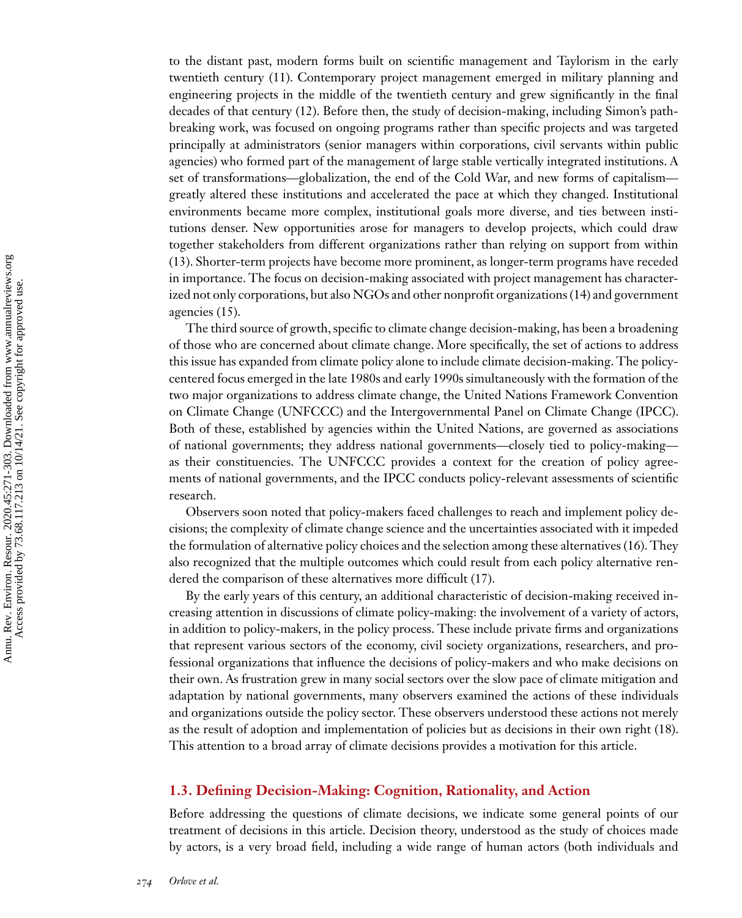to the distant past, modern forms built on scientific management and Taylorism in the early twentieth century (11). Contemporary project management emerged in military planning and engineering projects in the middle of the twentieth century and grew significantly in the final decades of that century (12). Before then, the study of decision-making, including Simon's path-breaking work, was focused on ongoing programs rather than specific projects and was targeted principally at administrators (senior managers within corporations, civil servants within public agencies) who formed part of the management of large stable vertically integrated institutions. A set of transformations—globalization, the end of the Cold War, and new forms of capitalism—greatly altered these institutions and accelerated the pace at which they changed. Institutional environments became more complex, institutional goals more diverse, and ties between institutions denser. New opportunities arose for managers to develop projects, which could draw together stakeholders from different organizations rather than relying on support from within (13). Shorter-term projects have become more prominent, as longer-term programs have receded in importance. The focus on decision-making associated with project management has characterized not only corporations, but also NGOs and other nonprofit organizations (14) and government agencies (15).

The third source of growth, specific to climate change decision-making, has been a broadening of those who are concerned about climate change. More specifically, the set of actions to address this issue has expanded from climate policy alone to include climate decision-making. The policy-centered focus emerged in the late 1980s and early 1990s simultaneously with the formation of the two major organizations to address climate change, the United Nations Framework Convention on Climate Change (UNFCCC) and the Intergovernmental Panel on Climate Change (IPCC). Both of these, established by agencies within the United Nations, are governed as associations of national governments; they address national governments—closely tied to policy-making—as their constituencies. The UNFCCC provides a context for the creation of policy agreements of national governments, and the IPCC conducts policy-relevant assessments of scientific research.

Observers soon noted that policy-makers faced challenges to reach and implement policy decisions; the complexity of climate change science and the uncertainties associated with it impeded the formulation of alternative policy choices and the selection among these alternatives (16). They also recognized that the multiple outcomes which could result from each policy alternative rendered the comparison of these alternatives more difficult (17).

By the early years of this century, an additional characteristic of decision-making received increasing attention in discussions of climate policy-making: the involvement of a variety of actors, in addition to policy-makers, in the policy process. These include private firms and organizations that represent various sectors of the economy, civil society organizations, researchers, and professional organizations that influence the decisions of policy-makers and who make decisions on their own. As frustration grew in many social sectors over the slow pace of climate mitigation and adaptation by national governments, many observers examined the actions of these individuals and organizations outside the policy sector. These observers understood these actions not merely as the result of adoption and implementation of policies but as decisions in their own right (18). This attention to a broad array of climate decisions provides a motivation for this article.

### 1.3. Defining Decision-Making: Cognition, Rationality, and Action

Before addressing the questions of climate decisions, we indicate some general points of our treatment of decisions in this article. Decision theory, understood as the study of choices made by actors, is a very broad field, including a wide range of human actors (both individuals and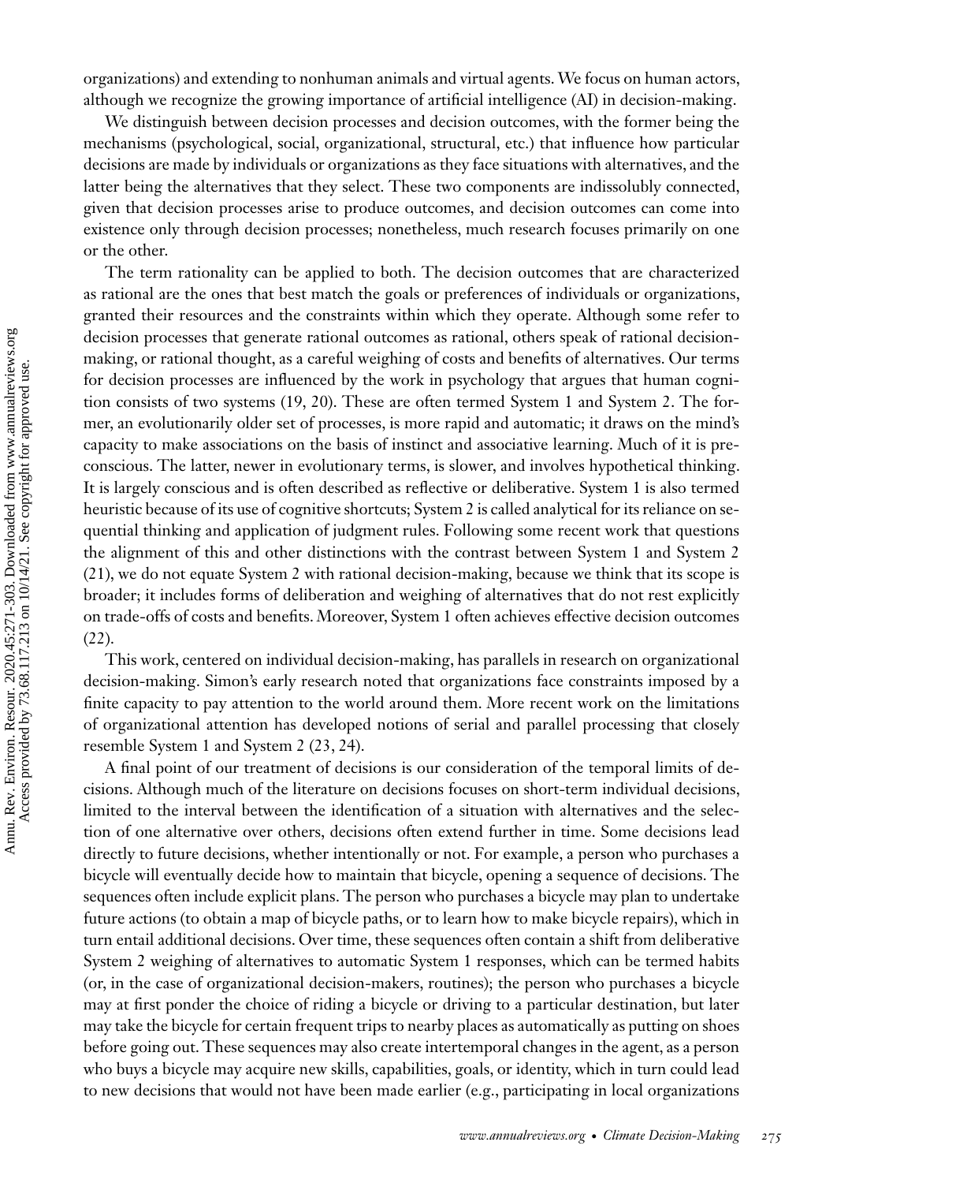organizations) and extending to nonhuman animals and virtual agents. We focus on human actors, although we recognize the growing importance of artificial intelligence (AI) in decision-making.

We distinguish between decision processes and decision outcomes, with the former being the mechanisms (psychological, social, organizational, structural, etc.) that influence how particular decisions are made by individuals or organizations as they face situations with alternatives, and the latter being the alternatives that they select. These two components are indissolubly connected, given that decision processes arise to produce outcomes, and decision outcomes can come into existence only through decision processes; nonetheless, much research focuses primarily on one or the other.

The term rationality can be applied to both. The decision outcomes that are characterized as rational are the ones that best match the goals or preferences of individuals or organizations, granted their resources and the constraints within which they operate. Although some refer to decision processes that generate rational outcomes as rational, others speak of rational decision-making, or rational thought, as a careful weighing of costs and benefits of alternatives. Our terms for decision processes are influenced by the work in psychology that argues that human cognition consists of two systems (19, 20). These are often termed System 1 and System 2. The former, an evolutionarily older set of processes, is more rapid and automatic; it draws on the mind's capacity to make associations on the basis of instinct and associative learning. Much of it is preconscious. The latter, newer in evolutionary terms, is slower, and involves hypothetical thinking. It is largely conscious and is often described as reflective or deliberative. System 1 is also termed heuristic because of its use of cognitive shortcuts; System 2 is called analytical for its reliance on sequential thinking and application of judgment rules. Following some recent work that questions the alignment of this and other distinctions with the contrast between System 1 and System 2 (21), we do not equate System 2 with rational decision-making, because we think that its scope is broader; it includes forms of deliberation and weighing of alternatives that do not rest explicitly on trade-offs of costs and benefits. Moreover, System 1 often achieves effective decision outcomes (22).

This work, centered on individual decision-making, has parallels in research on organizational decision-making. Simon's early research noted that organizations face constraints imposed by a finite capacity to pay attention to the world around them. More recent work on the limitations of organizational attention has developed notions of serial and parallel processing that closely resemble System 1 and System 2 (23, 24).

A final point of our treatment of decisions is our consideration of the temporal limits of decisions. Although much of the literature on decisions focuses on short-term individual decisions, limited to the interval between the identification of a situation with alternatives and the selection of one alternative over others, decisions often extend further in time. Some decisions lead directly to future decisions, whether intentionally or not. For example, a person who purchases a bicycle will eventually decide how to maintain that bicycle, opening a sequence of decisions. The sequences often include explicit plans. The person who purchases a bicycle may plan to undertake future actions (to obtain a map of bicycle paths, or to learn how to make bicycle repairs), which in turn entail additional decisions. Over time, these sequences often contain a shift from deliberative System 2 weighing of alternatives to automatic System 1 responses, which can be termed habits (or, in the case of organizational decision-makers, routines); the person who purchases a bicycle may at first ponder the choice of riding a bicycle or driving to a particular destination, but later may take the bicycle for certain frequent trips to nearby places as automatically as putting on shoes before going out. These sequences may also create intertemporal changes in the agent, as a person who buys a bicycle may acquire new skills, capabilities, goals, or identity, which in turn could lead to new decisions that would not have been made earlier (e.g., participating in local organizations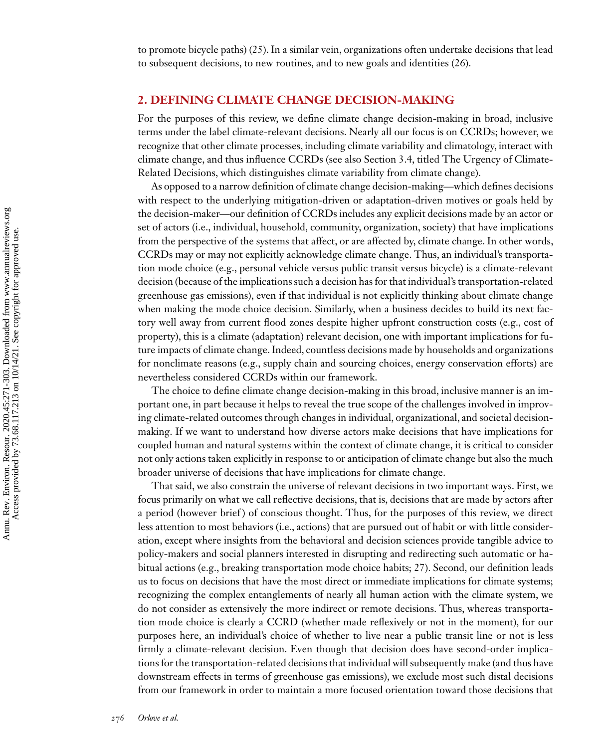to promote bicycle paths) (25). In a similar vein, organizations often undertake decisions that lead to subsequent decisions, to new routines, and to new goals and identities (26).

## 2. DEFINING CLIMATE CHANGE DECISION-MAKING

For the purposes of this review, we define climate change decision-making in broad, inclusive terms under the label climate-relevant decisions. Nearly all our focus is on CCRDs; however, we recognize that other climate processes, including climate variability and climatology, interact with climate change, and thus influence CCRDs (see also Section 3.4, titled The Urgency of Climate-Related Decisions, which distinguishes climate variability from climate change).

As opposed to a narrow definition of climate change decision-making—which defines decisions with respect to the underlying mitigation-driven or adaptation-driven motives or goals held by the decision-maker—our definition of CCRDs includes any explicit decisions made by an actor or set of actors (i.e., individual, household, community, organization, society) that have implications from the perspective of the systems that affect, or are affected by, climate change. In other words, CCRDs may or may not explicitly acknowledge climate change. Thus, an individual's transportation mode choice (e.g., personal vehicle versus public transit versus bicycle) is a climate-relevant decision (because of the implications such a decision has for that individual's transportation-related greenhouse gas emissions), even if that individual is not explicitly thinking about climate change when making the mode choice decision. Similarly, when a business decides to build its next factory well away from current flood zones despite higher upfront construction costs (e.g., cost of property), this is a climate (adaptation) relevant decision, one with important implications for future impacts of climate change. Indeed, countless decisions made by households and organizations for nonclimate reasons (e.g., supply chain and sourcing choices, energy conservation efforts) are nevertheless considered CCRDs within our framework.

The choice to define climate change decision-making in this broad, inclusive manner is an important one, in part because it helps to reveal the true scope of the challenges involved in improving climate-related outcomes through changes in individual, organizational, and societal decision-making. If we want to understand how diverse actors make decisions that have implications for coupled human and natural systems within the context of climate change, it is critical to consider not only actions taken explicitly in response to or anticipation of climate change but also the much broader universe of decisions that have implications for climate change.

That said, we also constrain the universe of relevant decisions in two important ways. First, we focus primarily on what we call reflective decisions, that is, decisions that are made by actors after a period (however brief) of conscious thought. Thus, for the purposes of this review, we direct less attention to most behaviors (i.e., actions) that are pursued out of habit or with little consideration, except where insights from the behavioral and decision sciences provide tangible advice to policy-makers and social planners interested in disrupting and redirecting such automatic or habitual actions (e.g., breaking transportation mode choice habits; 27). Second, our definition leads us to focus on decisions that have the most direct or immediate implications for climate systems; recognizing the complex entanglements of nearly all human action with the climate system, we do not consider as extensively the more indirect or remote decisions. Thus, whereas transportation mode choice is clearly a CCRD (whether made reflexively or not in the moment), for our purposes here, an individual's choice of whether to live near a public transit line or not is less firmly a climate-relevant decision. Even though that decision does have second-order implications for the transportation-related decisions that individual will subsequently make (and thus have downstream effects in terms of greenhouse gas emissions), we exclude most such distal decisions from our framework in order to maintain a more focused orientation toward those decisions that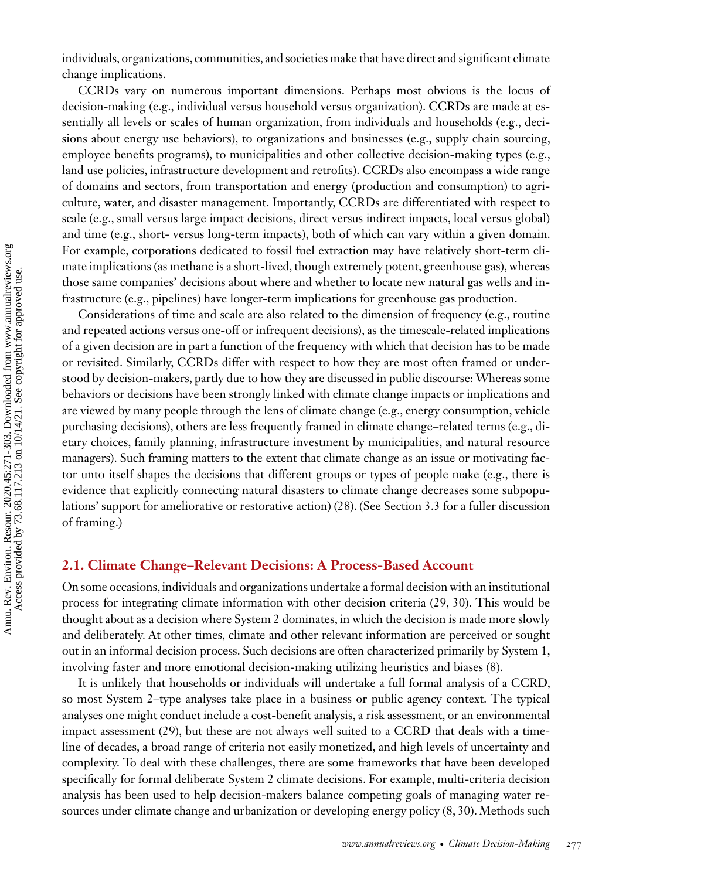individuals, organizations, communities, and societies make that have direct and significant climate change implications.

CCRDs vary on numerous important dimensions. Perhaps most obvious is the locus of decision-making (e.g., individual versus household versus organization). CCRDs are made at essentially all levels or scales of human organization, from individuals and households (e.g., decisions about energy use behaviors), to organizations and businesses (e.g., supply chain sourcing, employee benefits programs), to municipalities and other collective decision-making types (e.g., land use policies, infrastructure development and retrofits). CCRDs also encompass a wide range of domains and sectors, from transportation and energy (production and consumption) to agriculture, water, and disaster management. Importantly, CCRDs are differentiated with respect to scale (e.g., small versus large impact decisions, direct versus indirect impacts, local versus global) and time (e.g., short- versus long-term impacts), both of which can vary within a given domain. For example, corporations dedicated to fossil fuel extraction may have relatively short-term climate implications (as methane is a short-lived, though extremely potent, greenhouse gas), whereas those same companies' decisions about where and whether to locate new natural gas wells and infrastructure (e.g., pipelines) have longer-term implications for greenhouse gas production.

Considerations of time and scale are also related to the dimension of frequency (e.g., routine and repeated actions versus one-off or infrequent decisions), as the timescale-related implications of a given decision are in part a function of the frequency with which that decision has to be made or revisited. Similarly, CCRDs differ with respect to how they are most often framed or understood by decision-makers, partly due to how they are discussed in public discourse: Whereas some behaviors or decisions have been strongly linked with climate change impacts or implications and are viewed by many people through the lens of climate change (e.g., energy consumption, vehicle purchasing decisions), others are less frequently framed in climate change–related terms (e.g., dietary choices, family planning, infrastructure investment by municipalities, and natural resource managers). Such framing matters to the extent that climate change as an issue or motivating factor unto itself shapes the decisions that different groups or types of people make (e.g., there is evidence that explicitly connecting natural disasters to climate change decreases some subpopulations' support for ameliorative or restorative action) (28). (See Section 3.3 for a fuller discussion of framing.)

## 2.1. Climate Change–Relevant Decisions: A Process-Based Account

On some occasions, individuals and organizations undertake a formal decision with an institutional process for integrating climate information with other decision criteria (29, 30). This would be thought about as a decision where System 2 dominates, in which the decision is made more slowly and deliberately. At other times, climate and other relevant information are perceived or sought out in an informal decision process. Such decisions are often characterized primarily by System 1, involving faster and more emotional decision-making utilizing heuristics and biases (8).

It is unlikely that households or individuals will undertake a full formal analysis of a CCRD, so most System 2–type analyses take place in a business or public agency context. The typical analyses one might conduct include a cost-benefit analysis, a risk assessment, or an environmental impact assessment (29), but these are not always well suited to a CCRD that deals with a timeline of decades, a broad range of criteria not easily monetized, and high levels of uncertainty and complexity. To deal with these challenges, there are some frameworks that have been developed specifically for formal deliberate System 2 climate decisions. For example, multi-criteria decision analysis has been used to help decision-makers balance competing goals of managing water resources under climate change and urbanization or developing energy policy (8, 30). Methods such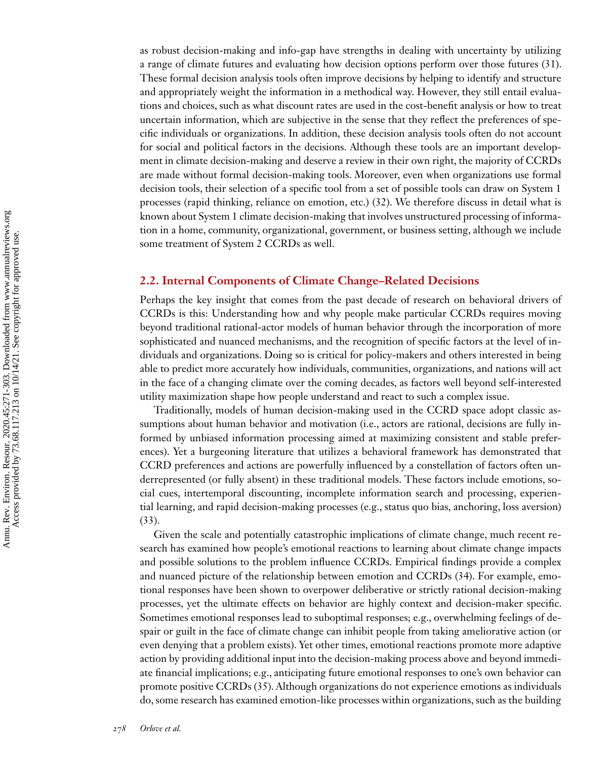as robust decision-making and info-gap have strengths in dealing with uncertainty by utilizing a range of climate futures and evaluating how decision options perform over those futures (31). These formal decision analysis tools often improve decisions by helping to identify and structure and appropriately weight the information in a methodical way. However, they still entail evaluations and choices, such as what discount rates are used in the cost-benefit analysis or how to treat uncertain information, which are subjective in the sense that they reflect the preferences of specific individuals or organizations. In addition, these decision analysis tools often do not account for social and political factors in the decisions. Although these tools are an important development in climate decision-making and deserve a review in their own right, the majority of CCRDs are made without formal decision-making tools. Moreover, even when organizations use formal decision tools, their selection of a specific tool from a set of possible tools can draw on System 1 processes (rapid thinking, reliance on emotion, etc.) (32). We therefore discuss in detail what is known about System 1 climate decision-making that involves unstructured processing of information in a home, community, organizational, government, or business setting, although we include some treatment of System 2 CCRDs as well.

## 2.2. Internal Components of Climate Change–Related Decisions

Perhaps the key insight that comes from the past decade of research on behavioral drivers of CCRDs is this: Understanding how and why people make particular CCRDs requires moving beyond traditional rational-actor models of human behavior through the incorporation of more sophisticated and nuanced mechanisms, and the recognition of specific factors at the level of individuals and organizations. Doing so is critical for policy-makers and others interested in being able to predict more accurately how individuals, communities, organizations, and nations will act in the face of a changing climate over the coming decades, as factors well beyond self-interested utility maximization shape how people understand and react to such a complex issue.

Traditionally, models of human decision-making used in the CCRD space adopt classic assumptions about human behavior and motivation (i.e., actors are rational, decisions are fully informed by unbiased information processing aimed at maximizing consistent and stable preferences). Yet a burgeoning literature that utilizes a behavioral framework has demonstrated that CCRD preferences and actions are powerfully influenced by a constellation of factors often underrepresented (or fully absent) in these traditional models. These factors include emotions, social cues, intertemporal discounting, incomplete information search and processing, experiential learning, and rapid decision-making processes (e.g., status quo bias, anchoring, loss aversion) (33).

Given the scale and potentially catastrophic implications of climate change, much recent research has examined how people's emotional reactions to learning about climate change impacts and possible solutions to the problem influence CCRDs. Empirical findings provide a complex and nuanced picture of the relationship between emotion and CCRDs (34). For example, emotional responses have been shown to overpower deliberative or strictly rational decision-making processes, yet the ultimate effects on behavior are highly context and decision-maker specific. Sometimes emotional responses lead to suboptimal responses; e.g., overwhelming feelings of despair or guilt in the face of climate change can inhibit people from taking ameliorative action (or even denying that a problem exists). Yet other times, emotional reactions promote more adaptive action by providing additional input into the decision-making process above and beyond immediate financial implications; e.g., anticipating future emotional responses to one's own behavior can promote positive CCRDs (35). Although organizations do not experience emotions as individuals do, some research has examined emotion-like processes within organizations, such as the building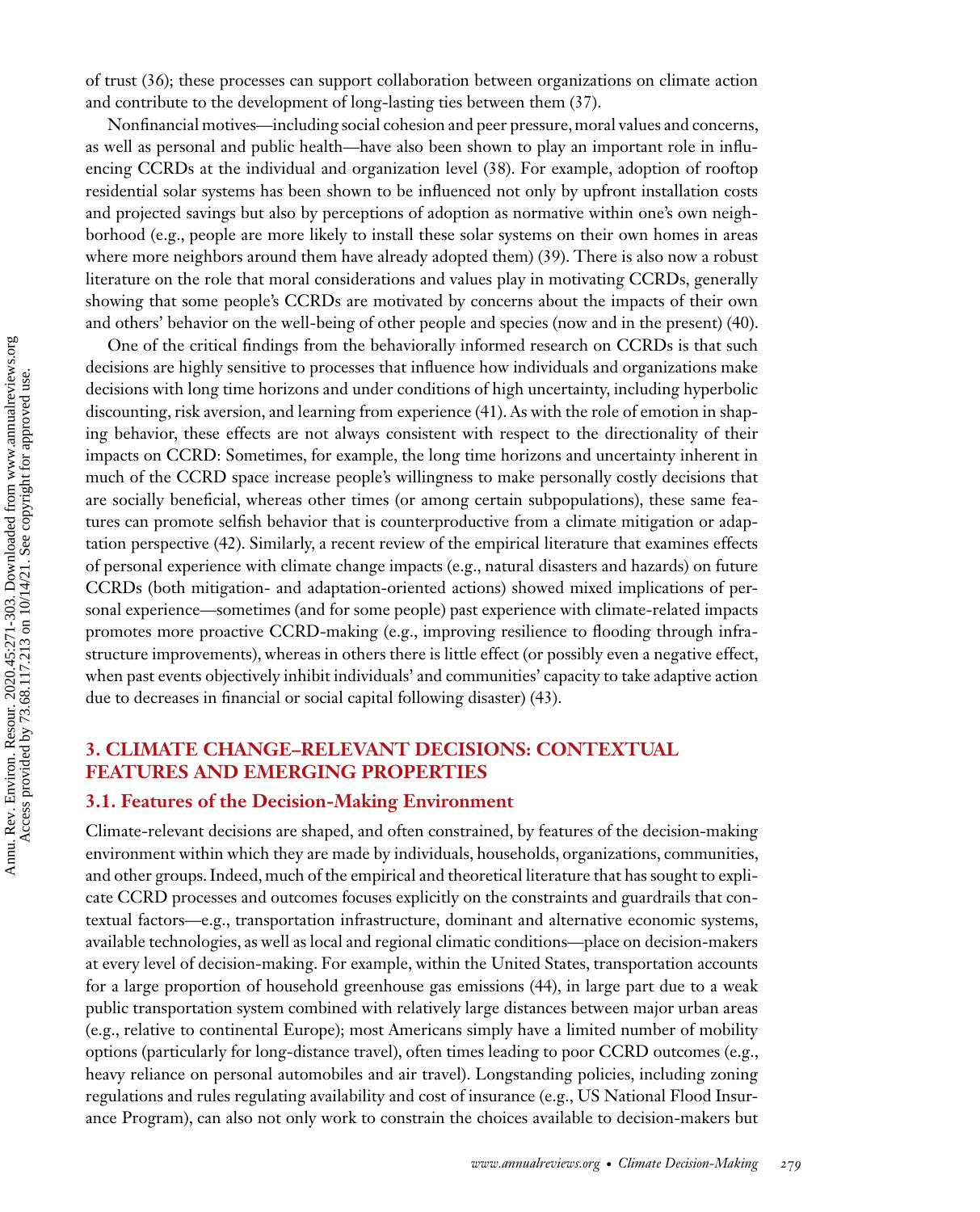of trust (36); these processes can support collaboration between organizations on climate action and contribute to the development of long-lasting ties between them (37).

Nonfinancial motives—including social cohesion and peer pressure, moral values and concerns, as well as personal and public health—have also been shown to play an important role in influencing CCRDs at the individual and organization level (38). For example, adoption of rooftop residential solar systems has been shown to be influenced not only by upfront installation costs and projected savings but also by perceptions of adoption as normative within one's own neighborhood (e.g., people are more likely to install these solar systems on their own homes in areas where more neighbors around them have already adopted them) (39). There is also now a robust literature on the role that moral considerations and values play in motivating CCRDs, generally showing that some people's CCRDs are motivated by concerns about the impacts of their own and others' behavior on the well-being of other people and species (now and in the present) (40).

One of the critical findings from the behaviorally informed research on CCRDs is that such decisions are highly sensitive to processes that influence how individuals and organizations make decisions with long time horizons and under conditions of high uncertainty, including hyperbolic discounting, risk aversion, and learning from experience (41). As with the role of emotion in shaping behavior, these effects are not always consistent with respect to the directionality of their impacts on CCRD: Sometimes, for example, the long time horizons and uncertainty inherent in much of the CCRD space increase people's willingness to make personally costly decisions that are socially beneficial, whereas other times (or among certain subpopulations), these same features can promote selfish behavior that is counterproductive from a climate mitigation or adaptation perspective (42). Similarly, a recent review of the empirical literature that examines effects of personal experience with climate change impacts (e.g., natural disasters and hazards) on future CCRDs (both mitigation- and adaptation-oriented actions) showed mixed implications of personal experience—sometimes (and for some people) past experience with climate-related impacts promotes more proactive CCRD-making (e.g., improving resilience to flooding through infrastructure improvements), whereas in others there is little effect (or possibly even a negative effect, when past events objectively inhibit individuals' and communities' capacity to take adaptive action due to decreases in financial or social capital following disaster) (43).

## 3. CLIMATE CHANGE–RELEVANT DECISIONS: CONTEXTUAL FEATURES AND EMERGING PROPERTIES

### 3.1. Features of the Decision-Making Environment

Climate-relevant decisions are shaped, and often constrained, by features of the decision-making environment within which they are made by individuals, households, organizations, communities, and other groups. Indeed, much of the empirical and theoretical literature that has sought to explicate CCRD processes and outcomes focuses explicitly on the constraints and guardrails that contextual factors—e.g., transportation infrastructure, dominant and alternative economic systems, available technologies, as well as local and regional climatic conditions—place on decision-makers at every level of decision-making. For example, within the United States, transportation accounts for a large proportion of household greenhouse gas emissions (44), in large part due to a weak public transportation system combined with relatively large distances between major urban areas (e.g., relative to continental Europe); most Americans simply have a limited number of mobility options (particularly for long-distance travel), often times leading to poor CCRD outcomes (e.g., heavy reliance on personal automobiles and air travel). Longstanding policies, including zoning regulations and rules regulating availability and cost of insurance (e.g., US National Flood Insurance Program), can also not only work to constrain the choices available to decision-makers but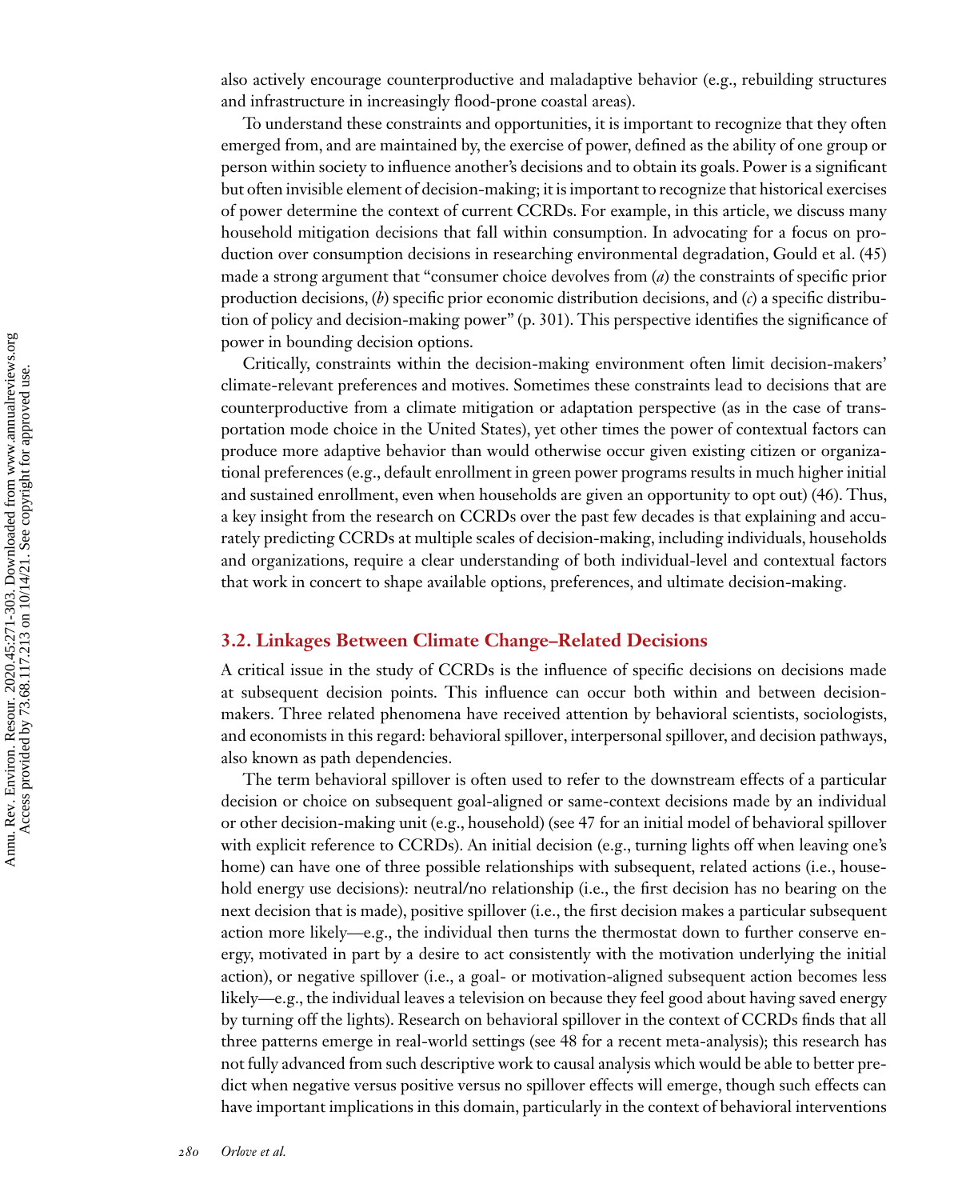also actively encourage counterproductive and maladaptive behavior (e.g., rebuilding structures and infrastructure in increasingly flood-prone coastal areas).

To understand these constraints and opportunities, it is important to recognize that they often emerged from, and are maintained by, the exercise of power, defined as the ability of one group or person within society to influence another's decisions and to obtain its goals. Power is a significant but often invisible element of decision-making; it is important to recognize that historical exercises of power determine the context of current CCRDs. For example, in this article, we discuss many household mitigation decisions that fall within consumption. In advocating for a focus on production over consumption decisions in researching environmental degradation, Gould et al. (45) made a strong argument that "consumer choice devolves from (*a*) the constraints of specific prior production decisions, (*b*) specific prior economic distribution decisions, and (*c*) a specific distribution of policy and decision-making power" (p. 301). This perspective identifies the significance of power in bounding decision options.

Critically, constraints within the decision-making environment often limit decision-makers' climate-relevant preferences and motives. Sometimes these constraints lead to decisions that are counterproductive from a climate mitigation or adaptation perspective (as in the case of transportation mode choice in the United States), yet other times the power of contextual factors can produce more adaptive behavior than would otherwise occur given existing citizen or organizational preferences (e.g., default enrollment in green power programs results in much higher initial and sustained enrollment, even when households are given an opportunity to opt out) (46). Thus, a key insight from the research on CCRDs over the past few decades is that explaining and accurately predicting CCRDs at multiple scales of decision-making, including individuals, households and organizations, require a clear understanding of both individual-level and contextual factors that work in concert to shape available options, preferences, and ultimate decision-making.

## 3.2. Linkages Between Climate Change–Related Decisions

A critical issue in the study of CCRDs is the influence of specific decisions on decisions made at subsequent decision points. This influence can occur both within and between decision-makers. Three related phenomena have received attention by behavioral scientists, sociologists, and economists in this regard: behavioral spillover, interpersonal spillover, and decision pathways, also known as path dependencies.

The term behavioral spillover is often used to refer to the downstream effects of a particular decision or choice on subsequent goal-aligned or same-context decisions made by an individual or other decision-making unit (e.g., household) (see 47 for an initial model of behavioral spillover with explicit reference to CCRDs). An initial decision (e.g., turning lights off when leaving one's home) can have one of three possible relationships with subsequent, related actions (i.e., household energy use decisions): neutral/no relationship (i.e., the first decision has no bearing on the next decision that is made), positive spillover (i.e., the first decision makes a particular subsequent action more likely—e.g., the individual then turns the thermostat down to further conserve energy, motivated in part by a desire to act consistently with the motivation underlying the initial action), or negative spillover (i.e., a goal- or motivation-aligned subsequent action becomes less likely—e.g., the individual leaves a television on because they feel good about having saved energy by turning off the lights). Research on behavioral spillover in the context of CCRDs finds that all three patterns emerge in real-world settings (see 48 for a recent meta-analysis); this research has not fully advanced from such descriptive work to causal analysis which would be able to better predict when negative versus positive versus no spillover effects will emerge, though such effects can have important implications in this domain, particularly in the context of behavioral interventions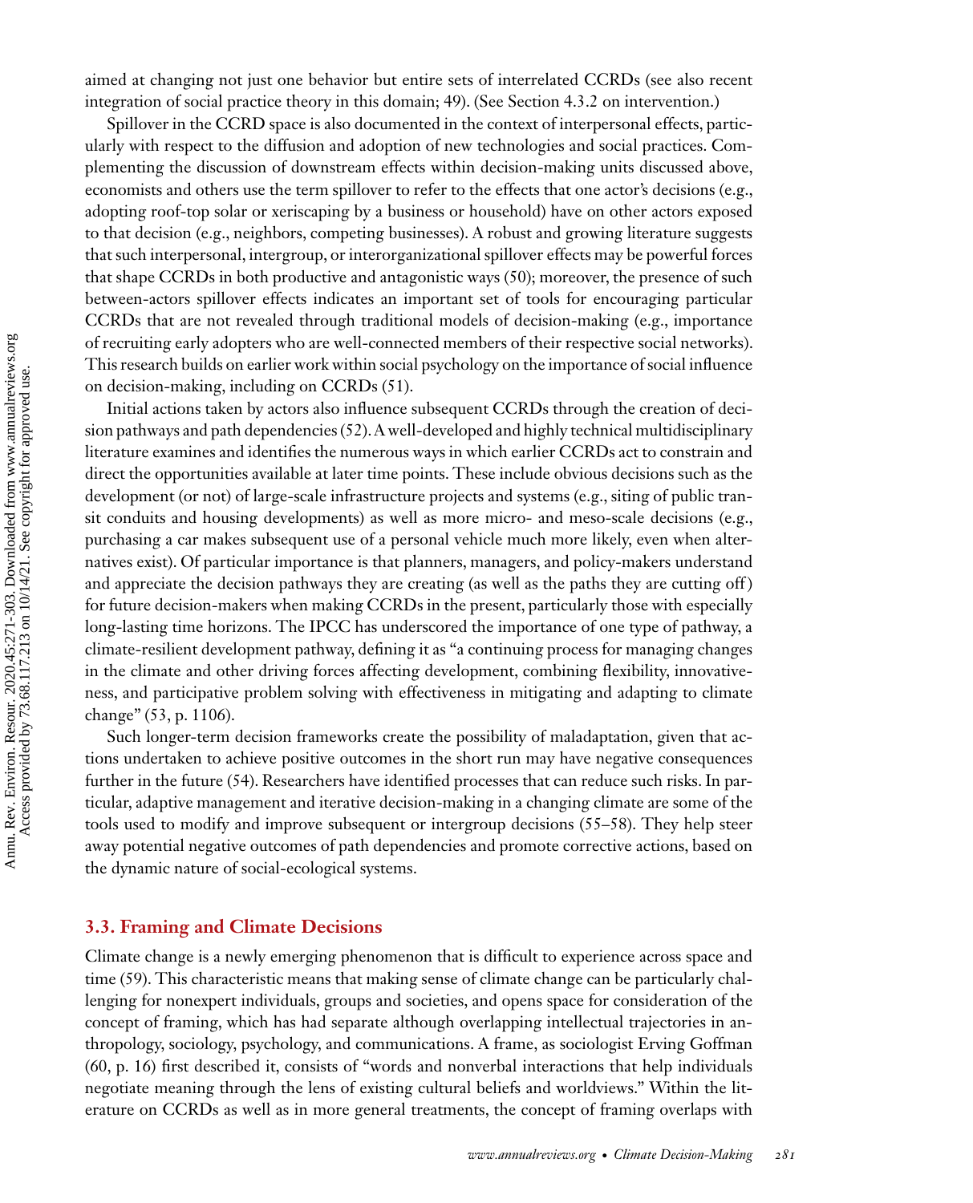aimed at changing not just one behavior but entire sets of interrelated CCRDs (see also recent integration of social practice theory in this domain; 49). (See Section 4.3.2 on intervention.)

Spillover in the CCRD space is also documented in the context of interpersonal effects, particularly with respect to the diffusion and adoption of new technologies and social practices. Complementing the discussion of downstream effects within decision-making units discussed above, economists and others use the term spillover to refer to the effects that one actor's decisions (e.g., adopting roof-top solar or xeriscaping by a business or household) have on other actors exposed to that decision (e.g., neighbors, competing businesses). A robust and growing literature suggests that such interpersonal, intergroup, or interorganizational spillover effects may be powerful forces that shape CCRDs in both productive and antagonistic ways (50); moreover, the presence of such between-actors spillover effects indicates an important set of tools for encouraging particular CCRDs that are not revealed through traditional models of decision-making (e.g., importance of recruiting early adopters who are well-connected members of their respective social networks). This research builds on earlier work within social psychology on the importance of social influence on decision-making, including on CCRDs (51).

Initial actions taken by actors also influence subsequent CCRDs through the creation of decision pathways and path dependencies (52). A well-developed and highly technical multidisciplinary literature examines and identifies the numerous ways in which earlier CCRDs act to constrain and direct the opportunities available at later time points. These include obvious decisions such as the development (or not) of large-scale infrastructure projects and systems (e.g., siting of public transit conduits and housing developments) as well as more micro- and meso-scale decisions (e.g., purchasing a car makes subsequent use of a personal vehicle much more likely, even when alternatives exist). Of particular importance is that planners, managers, and policy-makers understand and appreciate the decision pathways they are creating (as well as the paths they are cutting off) for future decision-makers when making CCRDs in the present, particularly those with especially long-lasting time horizons. The IPCC has underscored the importance of one type of pathway, a climate-resilient development pathway, defining it as "a continuing process for managing changes in the climate and other driving forces affecting development, combining flexibility, innovativeness, and participative problem solving with effectiveness in mitigating and adapting to climate change" (53, p. 1106).

Such longer-term decision frameworks create the possibility of maladaptation, given that actions undertaken to achieve positive outcomes in the short run may have negative consequences further in the future (54). Researchers have identified processes that can reduce such risks. In particular, adaptive management and iterative decision-making in a changing climate are some of the tools used to modify and improve subsequent or intergroup decisions (55–58). They help steer away potential negative outcomes of path dependencies and promote corrective actions, based on the dynamic nature of social-ecological systems.

### 3.3. Framing and Climate Decisions

Climate change is a newly emerging phenomenon that is difficult to experience across space and time (59). This characteristic means that making sense of climate change can be particularly challenging for nonexpert individuals, groups and societies, and opens space for consideration of the concept of framing, which has had separate although overlapping intellectual trajectories in anthropology, sociology, psychology, and communications. A frame, as sociologist Erving Goffman (60, p. 16) first described it, consists of "words and nonverbal interactions that help individuals negotiate meaning through the lens of existing cultural beliefs and worldviews." Within the literature on CCRDs as well as in more general treatments, the concept of framing overlaps with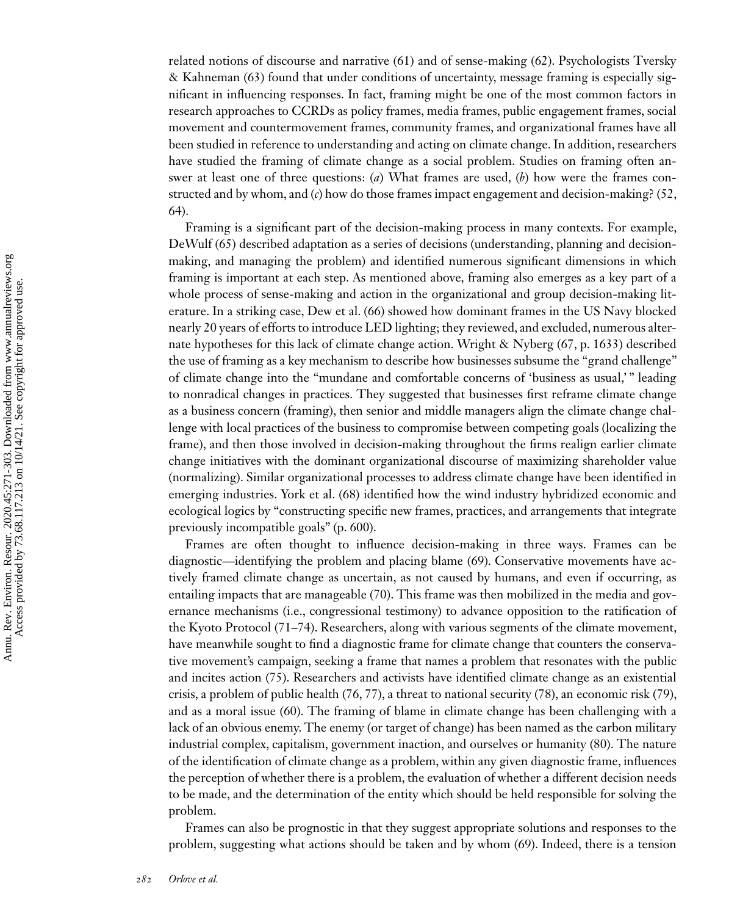related notions of discourse and narrative (61) and of sense-making (62). Psychologists Tversky & Kahneman (63) found that under conditions of uncertainty, message framing is especially significant in influencing responses. In fact, framing might be one of the most common factors in research approaches to CCRDs as policy frames, media frames, public engagement frames, social movement and countermovement frames, community frames, and organizational frames have all been studied in reference to understanding and acting on climate change. In addition, researchers have studied the framing of climate change as a social problem. Studies on framing often answer at least one of three questions: (*a*) What frames are used, (*b*) how were the frames constructed and by whom, and (*c*) how do those frames impact engagement and decision-making? (52, 64).

Framing is a significant part of the decision-making process in many contexts. For example, DeWulf (65) described adaptation as a series of decisions (understanding, planning and decision-making, and managing the problem) and identified numerous significant dimensions in which framing is important at each step. As mentioned above, framing also emerges as a key part of a whole process of sense-making and action in the organizational and group decision-making literature. In a striking case, Dew et al. (66) showed how dominant frames in the US Navy blocked nearly 20 years of efforts to introduce LED lighting; they reviewed, and excluded, numerous alternate hypotheses for this lack of climate change action. Wright & Nyberg (67, p. 1633) described the use of framing as a key mechanism to describe how businesses subsume the "grand challenge" of climate change into the "mundane and comfortable concerns of 'business as usual,'" leading to nonradical changes in practices. They suggested that businesses first reframe climate change as a business concern (framing), then senior and middle managers align the climate change challenge with local practices of the business to compromise between competing goals (localizing the frame), and then those involved in decision-making throughout the firms realign earlier climate change initiatives with the dominant organizational discourse of maximizing shareholder value (normalizing). Similar organizational processes to address climate change have been identified in emerging industries. York et al. (68) identified how the wind industry hybridized economic and ecological logics by "constructing specific new frames, practices, and arrangements that integrate previously incompatible goals" (p. 600).

Frames are often thought to influence decision-making in three ways. Frames can be diagnostic—identifying the problem and placing blame (69). Conservative movements have actively framed climate change as uncertain, as not caused by humans, and even if occurring, as entailing impacts that are manageable (70). This frame was then mobilized in the media and governance mechanisms (i.e., congressional testimony) to advance opposition to the ratification of the Kyoto Protocol (71–74). Researchers, along with various segments of the climate movement, have meanwhile sought to find a diagnostic frame for climate change that counters the conservative movement's campaign, seeking a frame that names a problem that resonates with the public and incites action (75). Researchers and activists have identified climate change as an existential crisis, a problem of public health (76, 77), a threat to national security (78), an economic risk (79), and as a moral issue (60). The framing of blame in climate change has been challenging with a lack of an obvious enemy. The enemy (or target of change) has been named as the carbon military industrial complex, capitalism, government inaction, and ourselves or humanity (80). The nature of the identification of climate change as a problem, within any given diagnostic frame, influences the perception of whether there is a problem, the evaluation of whether a different decision needs to be made, and the determination of the entity which should be held responsible for solving the problem.

Frames can also be prognostic in that they suggest appropriate solutions and responses to the problem, suggesting what actions should be taken and by whom (69). Indeed, there is a tension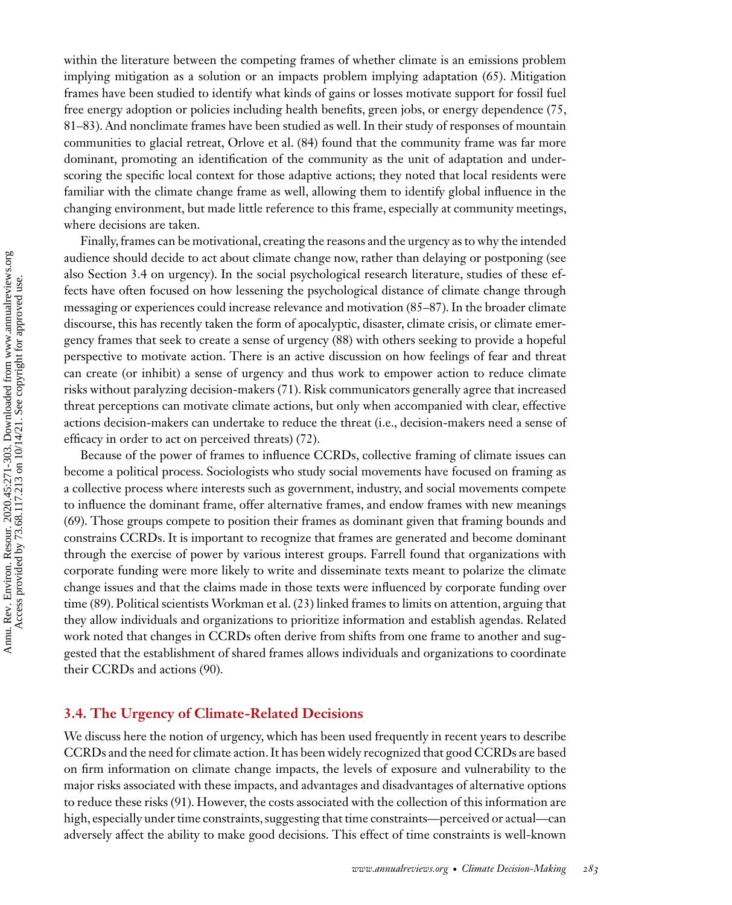within the literature between the competing frames of whether climate is an emissions problem implying mitigation as a solution or an impacts problem implying adaptation (65). Mitigation frames have been studied to identify what kinds of gains or losses motivate support for fossil fuel free energy adoption or policies including health benefits, green jobs, or energy dependence (75, 81–83). And nonclimate frames have been studied as well. In their study of responses of mountain communities to glacial retreat, Orlove et al. (84) found that the community frame was far more dominant, promoting an identification of the community as the unit of adaptation and underscoring the specific local context for those adaptive actions; they noted that local residents were familiar with the climate change frame as well, allowing them to identify global influence in the changing environment, but made little reference to this frame, especially at community meetings, where decisions are taken.

Finally, frames can be motivational, creating the reasons and the urgency as to why the intended audience should decide to act about climate change now, rather than delaying or postponing (see also Section 3.4 on urgency). In the social psychological research literature, studies of these effects have often focused on how lessening the psychological distance of climate change through messaging or experiences could increase relevance and motivation (85–87). In the broader climate discourse, this has recently taken the form of apocalyptic, disaster, climate crisis, or climate emergency frames that seek to create a sense of urgency (88) with others seeking to provide a hopeful perspective to motivate action. There is an active discussion on how feelings of fear and threat can create (or inhibit) a sense of urgency and thus work to empower action to reduce climate risks without paralyzing decision-makers (71). Risk communicators generally agree that increased threat perceptions can motivate climate actions, but only when accompanied with clear, effective actions decision-makers can undertake to reduce the threat (i.e., decision-makers need a sense of efficacy in order to act on perceived threats) (72).

Because of the power of frames to influence CCRDs, collective framing of climate issues can become a political process. Sociologists who study social movements have focused on framing as a collective process where interests such as government, industry, and social movements compete to influence the dominant frame, offer alternative frames, and endow frames with new meanings (69). Those groups compete to position their frames as dominant given that framing bounds and constrains CCRDs. It is important to recognize that frames are generated and become dominant through the exercise of power by various interest groups. Farrell found that organizations with corporate funding were more likely to write and disseminate texts meant to polarize the climate change issues and that the claims made in those texts were influenced by corporate funding over time (89). Political scientists Workman et al. (23) linked frames to limits on attention, arguing that they allow individuals and organizations to prioritize information and establish agendas. Related work noted that changes in CCRDs often derive from shifts from one frame to another and suggested that the establishment of shared frames allows individuals and organizations to coordinate their CCRDs and actions (90).

### 3.4. The Urgency of Climate-Related Decisions

We discuss here the notion of urgency, which has been used frequently in recent years to describe CCRDs and the need for climate action. It has been widely recognized that good CCRDs are based on firm information on climate change impacts, the levels of exposure and vulnerability to the major risks associated with these impacts, and advantages and disadvantages of alternative options to reduce these risks (91). However, the costs associated with the collection of this information are high, especially under time constraints, suggesting that time constraints—perceived or actual—can adversely affect the ability to make good decisions. This effect of time constraints is well-known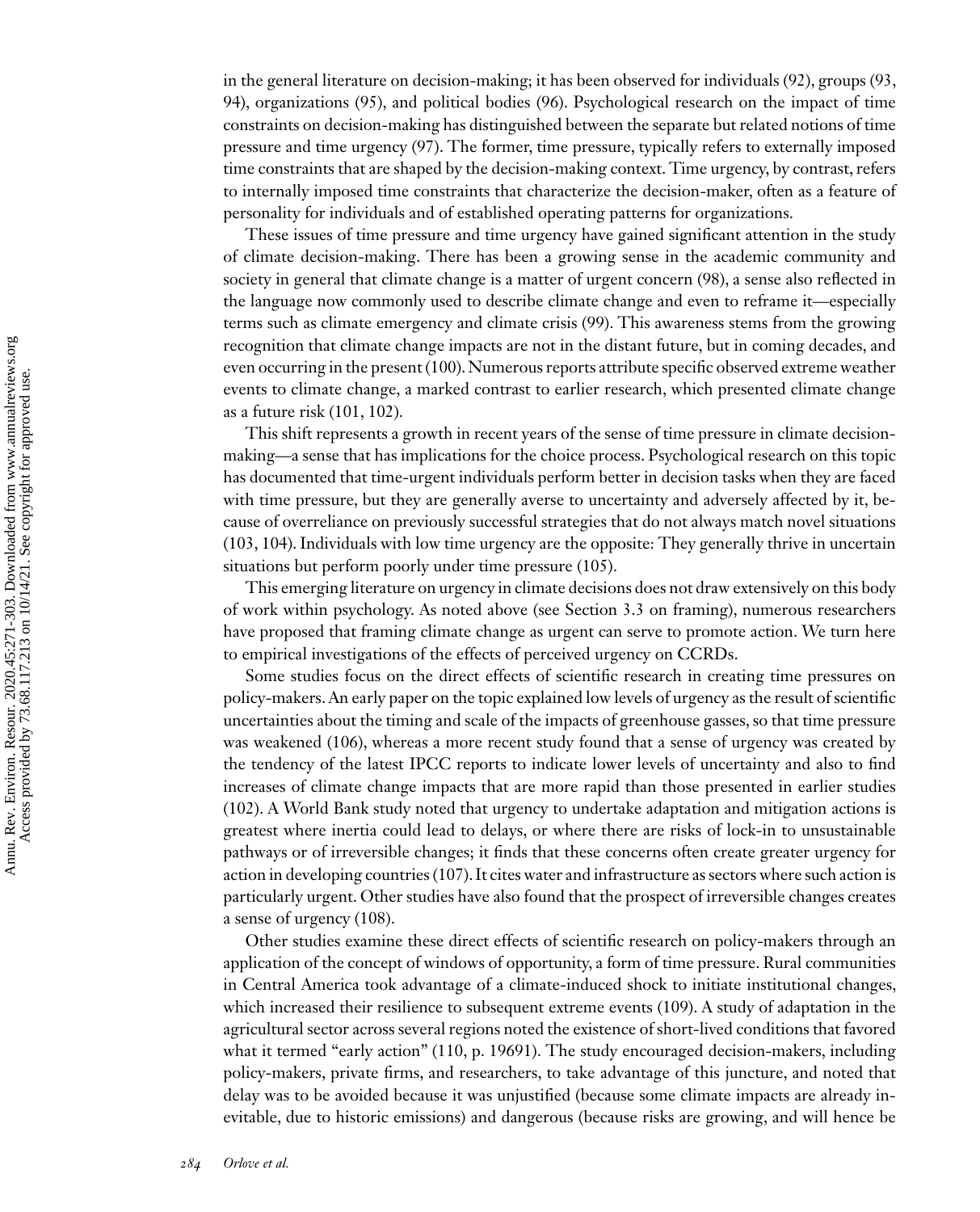in the general literature on decision-making; it has been observed for individuals (92), groups (93, 94), organizations (95), and political bodies (96). Psychological research on the impact of time constraints on decision-making has distinguished between the separate but related notions of time pressure and time urgency (97). The former, time pressure, typically refers to externally imposed time constraints that are shaped by the decision-making context. Time urgency, by contrast, refers to internally imposed time constraints that characterize the decision-maker, often as a feature of personality for individuals and of established operating patterns for organizations.

These issues of time pressure and time urgency have gained significant attention in the study of climate decision-making. There has been a growing sense in the academic community and society in general that climate change is a matter of urgent concern (98), a sense also reflected in the language now commonly used to describe climate change and even to reframe it—especially terms such as climate emergency and climate crisis (99). This awareness stems from the growing recognition that climate change impacts are not in the distant future, but in coming decades, and even occurring in the present (100). Numerous reports attribute specific observed extreme weather events to climate change, a marked contrast to earlier research, which presented climate change as a future risk (101, 102).

This shift represents a growth in recent years of the sense of time pressure in climate decision-making—a sense that has implications for the choice process. Psychological research on this topic has documented that time-urgent individuals perform better in decision tasks when they are faced with time pressure, but they are generally averse to uncertainty and adversely affected by it, because of overreliance on previously successful strategies that do not always match novel situations (103, 104). Individuals with low time urgency are the opposite: They generally thrive in uncertain situations but perform poorly under time pressure (105).

This emerging literature on urgency in climate decisions does not draw extensively on this body of work within psychology. As noted above (see Section 3.3 on framing), numerous researchers have proposed that framing climate change as urgent can serve to promote action. We turn here to empirical investigations of the effects of perceived urgency on CCRDs.

Some studies focus on the direct effects of scientific research in creating time pressures on policy-makers. An early paper on the topic explained low levels of urgency as the result of scientific uncertainties about the timing and scale of the impacts of greenhouse gasses, so that time pressure was weakened (106), whereas a more recent study found that a sense of urgency was created by the tendency of the latest IPCC reports to indicate lower levels of uncertainty and also to find increases of climate change impacts that are more rapid than those presented in earlier studies (102). A World Bank study noted that urgency to undertake adaptation and mitigation actions is greatest where inertia could lead to delays, or where there are risks of lock-in to unsustainable pathways or of irreversible changes; it finds that these concerns often create greater urgency for action in developing countries (107). It cites water and infrastructure as sectors where such action is particularly urgent. Other studies have also found that the prospect of irreversible changes creates a sense of urgency (108).

Other studies examine these direct effects of scientific research on policy-makers through an application of the concept of windows of opportunity, a form of time pressure. Rural communities in Central America took advantage of a climate-induced shock to initiate institutional changes, which increased their resilience to subsequent extreme events (109). A study of adaptation in the agricultural sector across several regions noted the existence of short-lived conditions that favored what it termed "early action" (110, p. 19691). The study encouraged decision-makers, including policy-makers, private firms, and researchers, to take advantage of this juncture, and noted that delay was to be avoided because it was unjustified (because some climate impacts are already inevitable, due to historic emissions) and dangerous (because risks are growing, and will hence be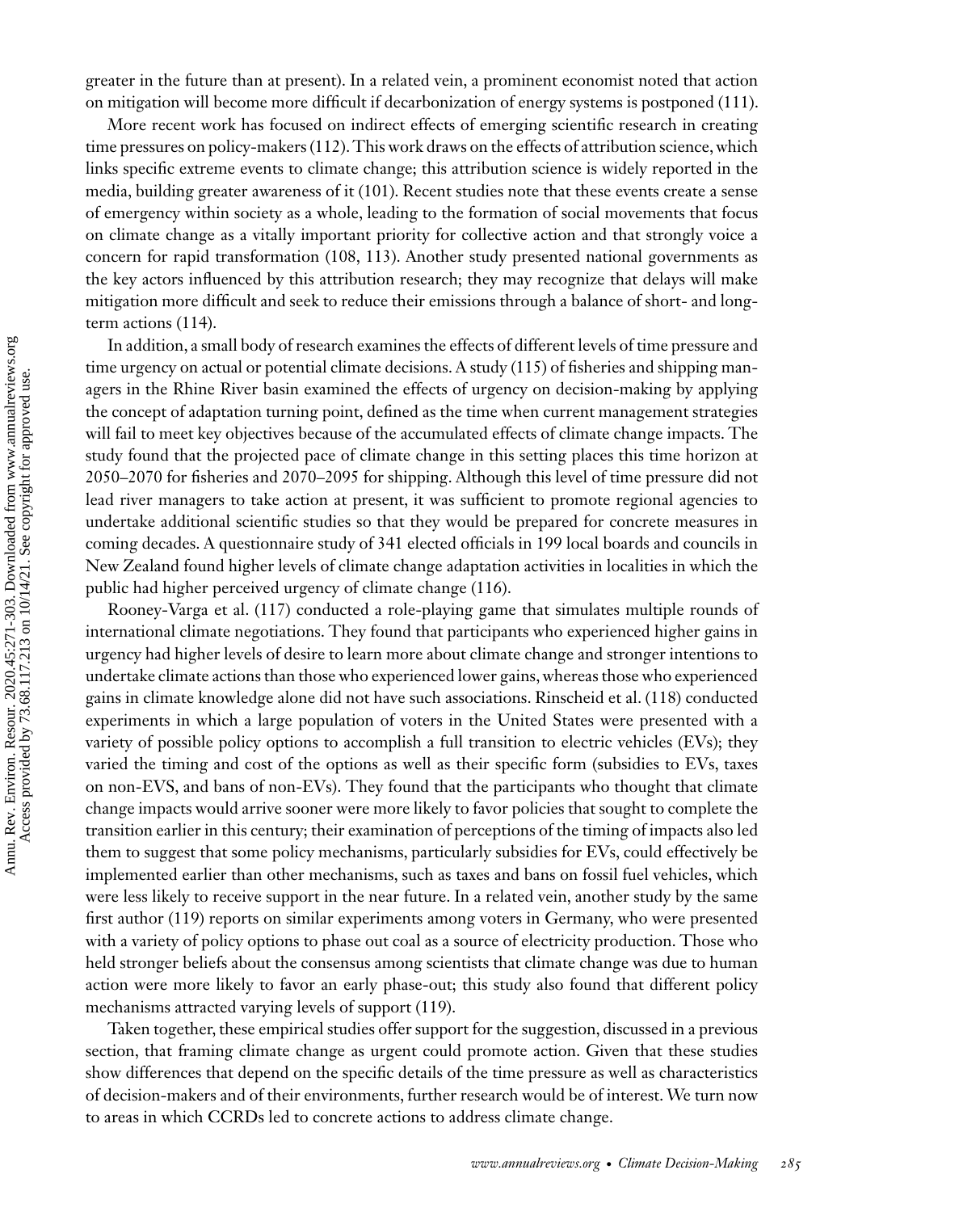greater in the future than at present). In a related vein, a prominent economist noted that action on mitigation will become more difficult if decarbonization of energy systems is postponed (111).

More recent work has focused on indirect effects of emerging scientific research in creating time pressures on policy-makers (112). This work draws on the effects of attribution science, which links specific extreme events to climate change; this attribution science is widely reported in the media, building greater awareness of it (101). Recent studies note that these events create a sense of emergency within society as a whole, leading to the formation of social movements that focus on climate change as a vitally important priority for collective action and that strongly voice a concern for rapid transformation (108, 113). Another study presented national governments as the key actors influenced by this attribution research; they may recognize that delays will make mitigation more difficult and seek to reduce their emissions through a balance of short- and long-term actions (114).

In addition, a small body of research examines the effects of different levels of time pressure and time urgency on actual or potential climate decisions. A study (115) of fisheries and shipping managers in the Rhine River basin examined the effects of urgency on decision-making by applying the concept of adaptation turning point, defined as the time when current management strategies will fail to meet key objectives because of the accumulated effects of climate change impacts. The study found that the projected pace of climate change in this setting places this time horizon at 2050–2070 for fisheries and 2070–2095 for shipping. Although this level of time pressure did not lead river managers to take action at present, it was sufficient to promote regional agencies to undertake additional scientific studies so that they would be prepared for concrete measures in coming decades. A questionnaire study of 341 elected officials in 199 local boards and councils in New Zealand found higher levels of climate change adaptation activities in localities in which the public had higher perceived urgency of climate change (116).

Rooney-Varga et al. (117) conducted a role-playing game that simulates multiple rounds of international climate negotiations. They found that participants who experienced higher gains in urgency had higher levels of desire to learn more about climate change and stronger intentions to undertake climate actions than those who experienced lower gains, whereas those who experienced gains in climate knowledge alone did not have such associations. Rinscheid et al. (118) conducted experiments in which a large population of voters in the United States were presented with a variety of possible policy options to accomplish a full transition to electric vehicles (EVs); they varied the timing and cost of the options as well as their specific form (subsidies to EVs, taxes on non-EVS, and bans of non-EVs). They found that the participants who thought that climate change impacts would arrive sooner were more likely to favor policies that sought to complete the transition earlier in this century; their examination of perceptions of the timing of impacts also led them to suggest that some policy mechanisms, particularly subsidies for EVs, could effectively be implemented earlier than other mechanisms, such as taxes and bans on fossil fuel vehicles, which were less likely to receive support in the near future. In a related vein, another study by the same first author (119) reports on similar experiments among voters in Germany, who were presented with a variety of policy options to phase out coal as a source of electricity production. Those who held stronger beliefs about the consensus among scientists that climate change was due to human action were more likely to favor an early phase-out; this study also found that different policy mechanisms attracted varying levels of support (119).

Taken together, these empirical studies offer support for the suggestion, discussed in a previous section, that framing climate change as urgent could promote action. Given that these studies show differences that depend on the specific details of the time pressure as well as characteristics of decision-makers and of their environments, further research would be of interest. We turn now to areas in which CCRDs led to concrete actions to address climate change.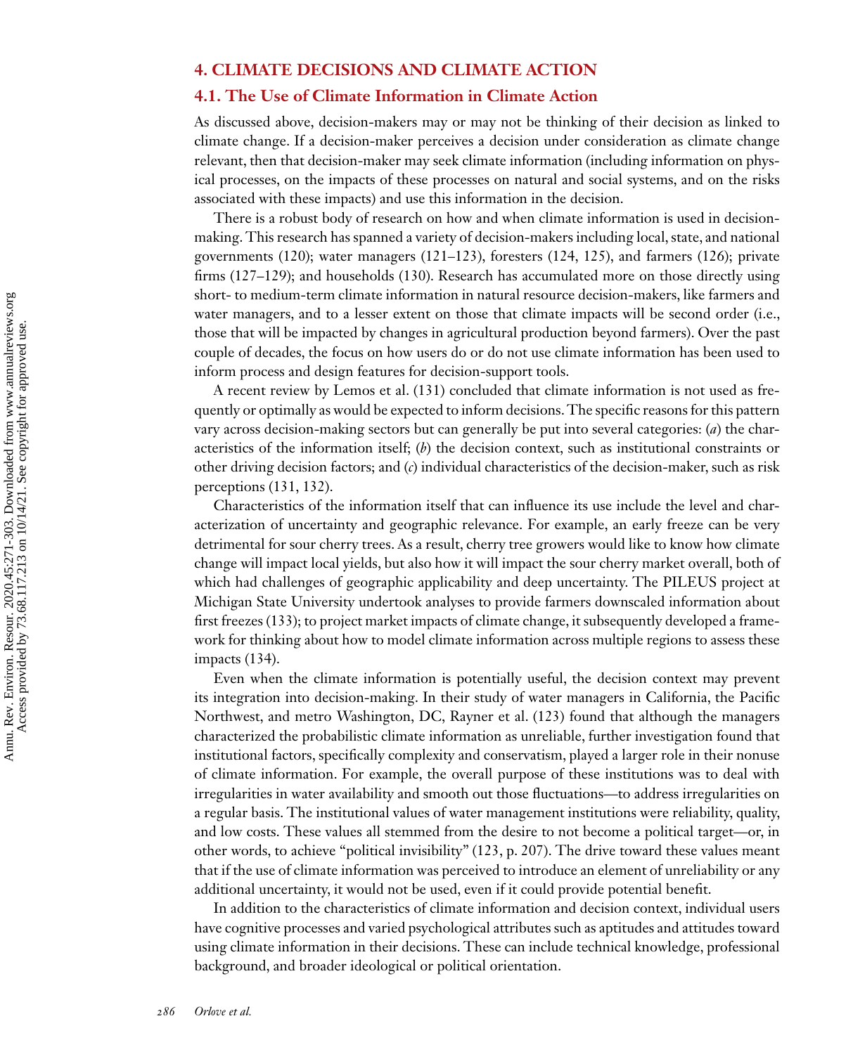## 4. CLIMATE DECISIONS AND CLIMATE ACTION

### 4.1. The Use of Climate Information in Climate Action

As discussed above, decision-makers may or may not be thinking of their decision as linked to climate change. If a decision-maker perceives a decision under consideration as climate change relevant, then that decision-maker may seek climate information (including information on physical processes, on the impacts of these processes on natural and social systems, and on the risks associated with these impacts) and use this information in the decision.

There is a robust body of research on how and when climate information is used in decision-making. This research has spanned a variety of decision-makers including local, state, and national governments (120); water managers (121–123), foresters (124, 125), and farmers (126); private firms (127–129); and households (130). Research has accumulated more on those directly using short- to medium-term climate information in natural resource decision-makers, like farmers and water managers, and to a lesser extent on those that climate impacts will be second order (i.e., those that will be impacted by changes in agricultural production beyond farmers). Over the past couple of decades, the focus on how users do or do not use climate information has been used to inform process and design features for decision-support tools.

A recent review by Lemos et al. (131) concluded that climate information is not used as frequently or optimally as would be expected to inform decisions. The specific reasons for this pattern vary across decision-making sectors but can generally be put into several categories: (*a*) the characteristics of the information itself; (*b*) the decision context, such as institutional constraints or other driving decision factors; and (*c*) individual characteristics of the decision-maker, such as risk perceptions (131, 132).

Characteristics of the information itself that can influence its use include the level and characterization of uncertainty and geographic relevance. For example, an early freeze can be very detrimental for sour cherry trees. As a result, cherry tree growers would like to know how climate change will impact local yields, but also how it will impact the sour cherry market overall, both of which had challenges of geographic applicability and deep uncertainty. The PILEUS project at Michigan State University undertook analyses to provide farmers downscaled information about first freezes (133); to project market impacts of climate change, it subsequently developed a framework for thinking about how to model climate information across multiple regions to assess these impacts (134).

Even when the climate information is potentially useful, the decision context may prevent its integration into decision-making. In their study of water managers in California, the Pacific Northwest, and metro Washington, DC, Rayner et al. (123) found that although the managers characterized the probabilistic climate information as unreliable, further investigation found that institutional factors, specifically complexity and conservatism, played a larger role in their nonuse of climate information. For example, the overall purpose of these institutions was to deal with irregularities in water availability and smooth out those fluctuations—to address irregularities on a regular basis. The institutional values of water management institutions were reliability, quality, and low costs. These values all stemmed from the desire to not become a political target—or, in other words, to achieve "political invisibility" (123, p. 207). The drive toward these values meant that if the use of climate information was perceived to introduce an element of unreliability or any additional uncertainty, it would not be used, even if it could provide potential benefit.

In addition to the characteristics of climate information and decision context, individual users have cognitive processes and varied psychological attributes such as aptitudes and attitudes toward using climate information in their decisions. These can include technical knowledge, professional background, and broader ideological or political orientation.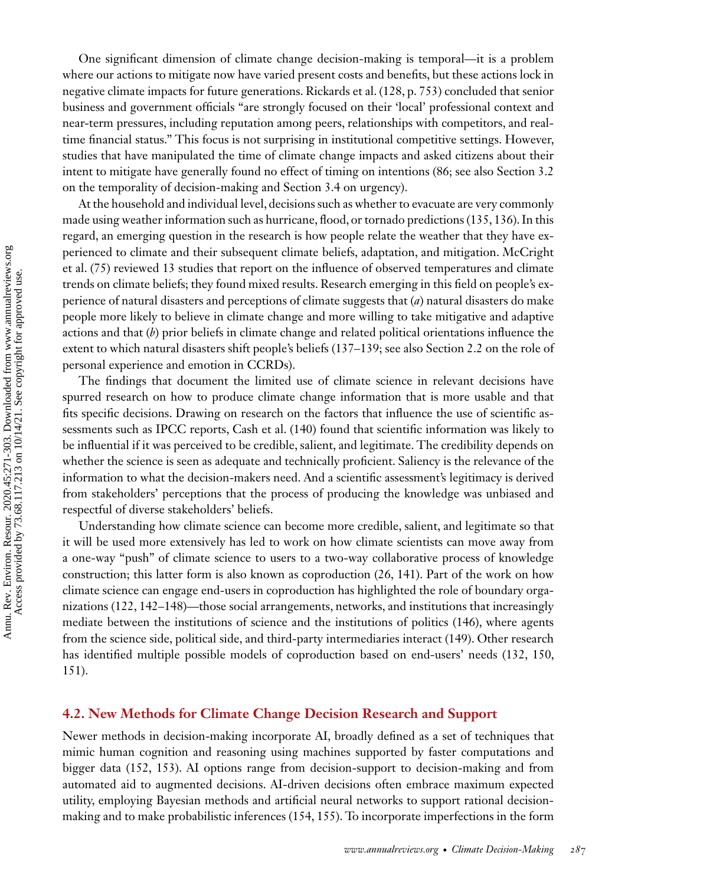One significant dimension of climate change decision-making is temporal—it is a problem where our actions to mitigate now have varied present costs and benefits, but these actions lock in negative climate impacts for future generations. Rickards et al. (128, p. 753) concluded that senior business and government officials "are strongly focused on their 'local' professional context and near-term pressures, including reputation among peers, relationships with competitors, and real-time financial status." This focus is not surprising in institutional competitive settings. However, studies that have manipulated the time of climate change impacts and asked citizens about their intent to mitigate have generally found no effect of timing on intentions (86; see also Section 3.2 on the temporality of decision-making and Section 3.4 on urgency).

At the household and individual level, decisions such as whether to evacuate are very commonly made using weather information such as hurricane, flood, or tornado predictions (135, 136). In this regard, an emerging question in the research is how people relate the weather that they have experienced to climate and their subsequent climate beliefs, adaptation, and mitigation. McCright et al. (75) reviewed 13 studies that report on the influence of observed temperatures and climate trends on climate beliefs; they found mixed results. Research emerging in this field on people's experience of natural disasters and perceptions of climate suggests that (*a*) natural disasters do make people more likely to believe in climate change and more willing to take mitigative and adaptive actions and that (*b*) prior beliefs in climate change and related political orientations influence the extent to which natural disasters shift people's beliefs (137–139; see also Section 2.2 on the role of personal experience and emotion in CCRDs).

The findings that document the limited use of climate science in relevant decisions have spurred research on how to produce climate change information that is more usable and that fits specific decisions. Drawing on research on the factors that influence the use of scientific assessments such as IPCC reports, Cash et al. (140) found that scientific information was likely to be influential if it was perceived to be credible, salient, and legitimate. The credibility depends on whether the science is seen as adequate and technically proficient. Saliency is the relevance of the information to what the decision-makers need. And a scientific assessment's legitimacy is derived from stakeholders' perceptions that the process of producing the knowledge was unbiased and respectful of diverse stakeholders' beliefs.

Understanding how climate science can become more credible, salient, and legitimate so that it will be used more extensively has led to work on how climate scientists can move away from a one-way "push" of climate science to users to a two-way collaborative process of knowledge construction; this latter form is also known as coproduction (26, 141). Part of the work on how climate science can engage end-users in coproduction has highlighted the role of boundary organizations (122, 142–148)—those social arrangements, networks, and institutions that increasingly mediate between the institutions of science and the institutions of politics (146), where agents from the science side, political side, and third-party intermediaries interact (149). Other research has identified multiple possible models of coproduction based on end-users' needs (132, 150, 151).

## 4.2. New Methods for Climate Change Decision Research and Support

Newer methods in decision-making incorporate AI, broadly defined as a set of techniques that mimic human cognition and reasoning using machines supported by faster computations and bigger data (152, 153). AI options range from decision-support to decision-making and from automated aid to augmented decisions. AI-driven decisions often embrace maximum expected utility, employing Bayesian methods and artificial neural networks to support rational decision-making and to make probabilistic inferences (154, 155). To incorporate imperfections in the form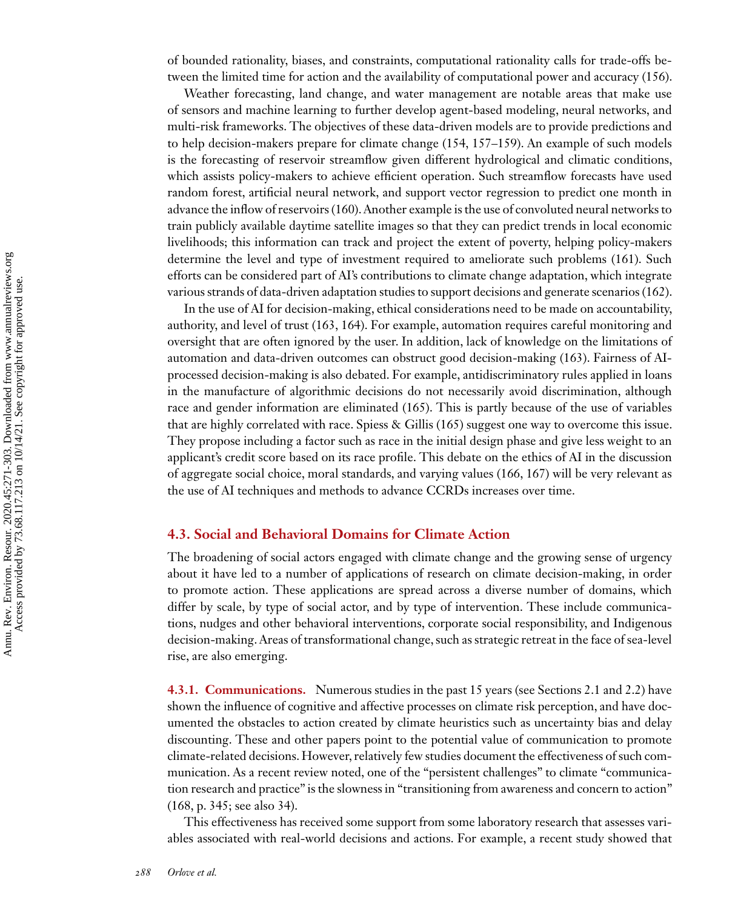of bounded rationality, biases, and constraints, computational rationality calls for trade-offs between the limited time for action and the availability of computational power and accuracy (156).

Weather forecasting, land change, and water management are notable areas that make use of sensors and machine learning to further develop agent-based modeling, neural networks, and multi-risk frameworks. The objectives of these data-driven models are to provide predictions and to help decision-makers prepare for climate change (154, 157–159). An example of such models is the forecasting of reservoir streamflow given different hydrological and climatic conditions, which assists policy-makers to achieve efficient operation. Such streamflow forecasts have used random forest, artificial neural network, and support vector regression to predict one month in advance the inflow of reservoirs (160). Another example is the use of convoluted neural networks to train publicly available daytime satellite images so that they can predict trends in local economic livelihoods; this information can track and project the extent of poverty, helping policy-makers determine the level and type of investment required to ameliorate such problems (161). Such efforts can be considered part of AI's contributions to climate change adaptation, which integrate various strands of data-driven adaptation studies to support decisions and generate scenarios (162).

In the use of AI for decision-making, ethical considerations need to be made on accountability, authority, and level of trust (163, 164). For example, automation requires careful monitoring and oversight that are often ignored by the user. In addition, lack of knowledge on the limitations of automation and data-driven outcomes can obstruct good decision-making (163). Fairness of AI-processed decision-making is also debated. For example, antidiscriminatory rules applied in loans in the manufacture of algorithmic decisions do not necessarily avoid discrimination, although race and gender information are eliminated (165). This is partly because of the use of variables that are highly correlated with race. Spiess & Gillis (165) suggest one way to overcome this issue. They propose including a factor such as race in the initial design phase and give less weight to an applicant's credit score based on its race profile. This debate on the ethics of AI in the discussion of aggregate social choice, moral standards, and varying values (166, 167) will be very relevant as the use of AI techniques and methods to advance CCRDs increases over time.

### 4.3. Social and Behavioral Domains for Climate Action

The broadening of social actors engaged with climate change and the growing sense of urgency about it have led to a number of applications of research on climate decision-making, in order to promote action. These applications are spread across a diverse number of domains, which differ by scale, by type of social actor, and by type of intervention. These include communications, nudges and other behavioral interventions, corporate social responsibility, and Indigenous decision-making. Areas of transformational change, such as strategic retreat in the face of sea-level rise, are also emerging.

**4.3.1. Communications.** Numerous studies in the past 15 years (see Sections 2.1 and 2.2) have shown the influence of cognitive and affective processes on climate risk perception, and have documented the obstacles to action created by climate heuristics such as uncertainty bias and delay discounting. These and other papers point to the potential value of communication to promote climate-related decisions. However, relatively few studies document the effectiveness of such communication. As a recent review noted, one of the "persistent challenges" to climate "communication research and practice" is the slowness in "transitioning from awareness and concern to action" (168, p. 345; see also 34).

This effectiveness has received some support from some laboratory research that assesses variables associated with real-world decisions and actions. For example, a recent study showed that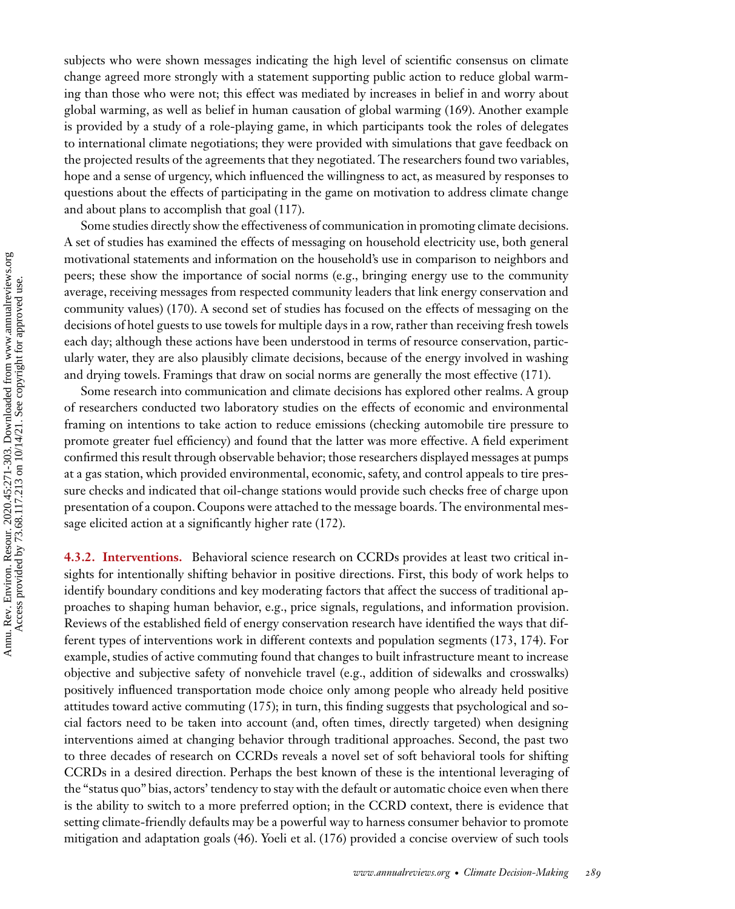subjects who were shown messages indicating the high level of scientific consensus on climate change agreed more strongly with a statement supporting public action to reduce global warming than those who were not; this effect was mediated by increases in belief in and worry about global warming, as well as belief in human causation of global warming (169). Another example is provided by a study of a role-playing game, in which participants took the roles of delegates to international climate negotiations; they were provided with simulations that gave feedback on the projected results of the agreements that they negotiated. The researchers found two variables, hope and a sense of urgency, which influenced the willingness to act, as measured by responses to questions about the effects of participating in the game on motivation to address climate change and about plans to accomplish that goal (117).

Some studies directly show the effectiveness of communication in promoting climate decisions. A set of studies has examined the effects of messaging on household electricity use, both general motivational statements and information on the household's use in comparison to neighbors and peers; these show the importance of social norms (e.g., bringing energy use to the community average, receiving messages from respected community leaders that link energy conservation and community values) (170). A second set of studies has focused on the effects of messaging on the decisions of hotel guests to use towels for multiple days in a row, rather than receiving fresh towels each day; although these actions have been understood in terms of resource conservation, particularly water, they are also plausibly climate decisions, because of the energy involved in washing and drying towels. Framings that draw on social norms are generally the most effective (171).

Some research into communication and climate decisions has explored other realms. A group of researchers conducted two laboratory studies on the effects of economic and environmental framing on intentions to take action to reduce emissions (checking automobile tire pressure to promote greater fuel efficiency) and found that the latter was more effective. A field experiment confirmed this result through observable behavior; those researchers displayed messages at pumps at a gas station, which provided environmental, economic, safety, and control appeals to tire pressure checks and indicated that oil-change stations would provide such checks free of charge upon presentation of a coupon. Coupons were attached to the message boards. The environmental message elicited action at a significantly higher rate (172).

**4.3.2. Interventions.** Behavioral science research on CCRDs provides at least two critical insights for intentionally shifting behavior in positive directions. First, this body of work helps to identify boundary conditions and key moderating factors that affect the success of traditional approaches to shaping human behavior, e.g., price signals, regulations, and information provision. Reviews of the established field of energy conservation research have identified the ways that different types of interventions work in different contexts and population segments (173, 174). For example, studies of active commuting found that changes to built infrastructure meant to increase objective and subjective safety of nonvehicle travel (e.g., addition of sidewalks and crosswalks) positively influenced transportation mode choice only among people who already held positive attitudes toward active commuting (175); in turn, this finding suggests that psychological and social factors need to be taken into account (and, often times, directly targeted) when designing interventions aimed at changing behavior through traditional approaches. Second, the past two to three decades of research on CCRDs reveals a novel set of soft behavioral tools for shifting CCRDs in a desired direction. Perhaps the best known of these is the intentional leveraging of the "status quo" bias, actors' tendency to stay with the default or automatic choice even when there is the ability to switch to a more preferred option; in the CCRD context, there is evidence that setting climate-friendly defaults may be a powerful way to harness consumer behavior to promote mitigation and adaptation goals (46). Yoeli et al. (176) provided a concise overview of such tools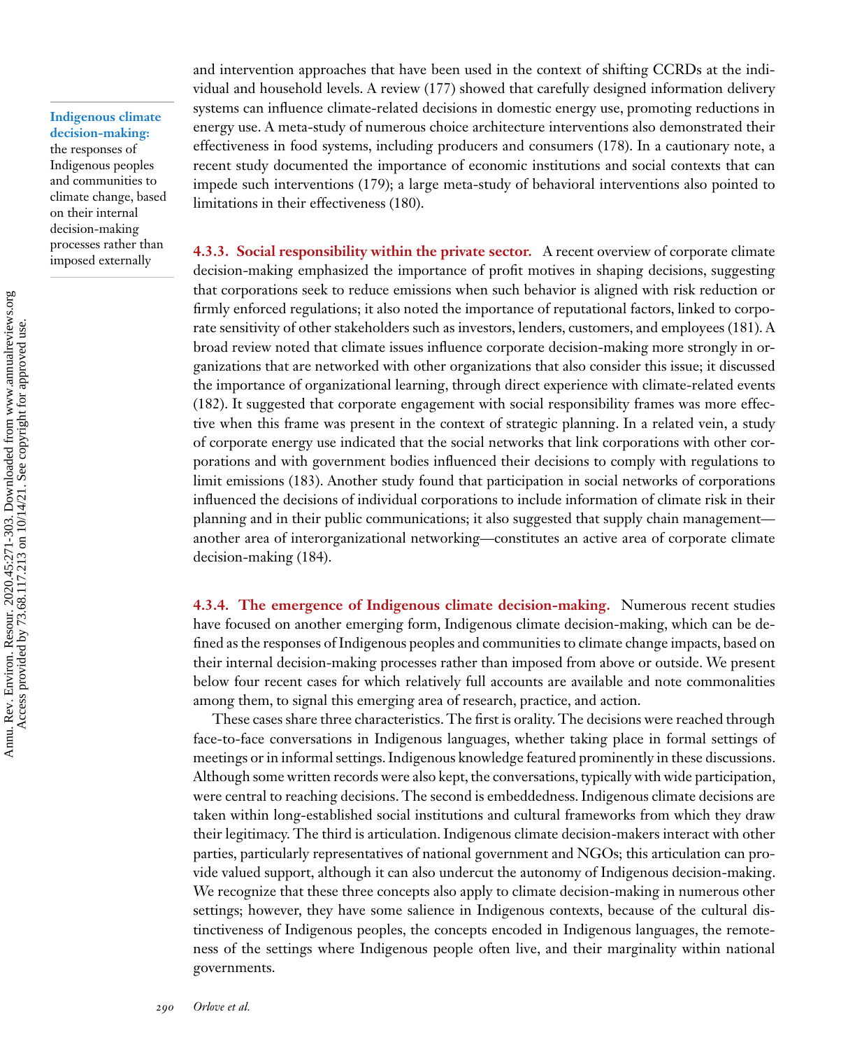and intervention approaches that have been used in the context of shifting CCRDs at the individual and household levels. A review (177) showed that carefully designed information delivery systems can influence climate-related decisions in domestic energy use, promoting reductions in energy use. A meta-study of numerous choice architecture interventions also demonstrated their effectiveness in food systems, including producers and consumers (178). In a cautionary note, a recent study documented the importance of economic institutions and social contexts that can impede such interventions (179); a large meta-study of behavioral interventions also pointed to limitations in their effectiveness (180).

**Indigenous climate decision-making:** the responses of Indigenous peoples and communities to climate change, based on their internal decision-making processes rather than imposed externally

#### 4.3.3. Social responsibility within the private sector.

A recent overview of corporate climate decision-making emphasized the importance of profit motives in shaping decisions, suggesting that corporations seek to reduce emissions when such behavior is aligned with risk reduction or firmly enforced regulations; it also noted the importance of reputational factors, linked to corporate sensitivity of other stakeholders such as investors, lenders, customers, and employees (181). A broad review noted that climate issues influence corporate decision-making more strongly in organizations that are networked with other organizations that also consider this issue; it discussed the importance of organizational learning, through direct experience with climate-related events (182). It suggested that corporate engagement with social responsibility frames was more effective when this frame was present in the context of strategic planning. In a related vein, a study of corporate energy use indicated that the social networks that link corporations with other corporations and with government bodies influenced their decisions to comply with regulations to limit emissions (183). Another study found that participation in social networks of corporations influenced the decisions of individual corporations to include information of climate risk in their planning and in their public communications; it also suggested that supply chain management—another area of interorganizational networking—constitutes an active area of corporate climate decision-making (184).

#### 4.3.4. The emergence of Indigenous climate decision-making.

Numerous recent studies have focused on another emerging form, Indigenous climate decision-making, which can be defined as the responses of Indigenous peoples and communities to climate change impacts, based on their internal decision-making processes rather than imposed from above or outside. We present below four recent cases for which relatively full accounts are available and note commonalities among them, to signal this emerging area of research, practice, and action.

These cases share three characteristics. The first is orality. The decisions were reached through face-to-face conversations in Indigenous languages, whether taking place in formal settings of meetings or in informal settings. Indigenous knowledge featured prominently in these discussions. Although some written records were also kept, the conversations, typically with wide participation, were central to reaching decisions. The second is embeddedness. Indigenous climate decisions are taken within long-established social institutions and cultural frameworks from which they draw their legitimacy. The third is articulation. Indigenous climate decision-makers interact with other parties, particularly representatives of national government and NGOs; this articulation can provide valued support, although it can also undercut the autonomy of Indigenous decision-making. We recognize that these three concepts also apply to climate decision-making in numerous other settings; however, they have some salience in Indigenous contexts, because of the cultural distinctiveness of Indigenous peoples, the concepts encoded in Indigenous languages, the remoteness of the settings where Indigenous people often live, and their marginality within national governments.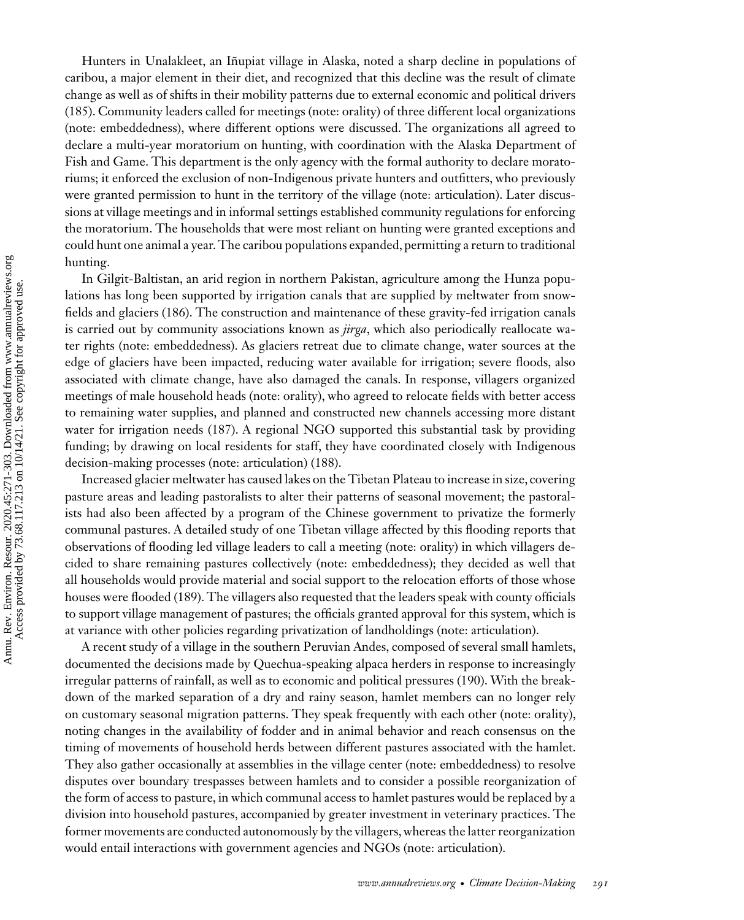Hunters in Unalakleet, an Iñupiat village in Alaska, noted a sharp decline in populations of caribou, a major element in their diet, and recognized that this decline was the result of climate change as well as of shifts in their mobility patterns due to external economic and political drivers (185). Community leaders called for meetings (note: orality) of three different local organizations (note: embeddedness), where different options were discussed. The organizations all agreed to declare a multi-year moratorium on hunting, with coordination with the Alaska Department of Fish and Game. This department is the only agency with the formal authority to declare moratoriums; it enforced the exclusion of non-Indigenous private hunters and outfitters, who previously were granted permission to hunt in the territory of the village (note: articulation). Later discussions at village meetings and in informal settings established community regulations for enforcing the moratorium. The households that were most reliant on hunting were granted exceptions and could hunt one animal a year. The caribou populations expanded, permitting a return to traditional hunting.

In Gilgit-Baltistan, an arid region in northern Pakistan, agriculture among the Hunza populations has long been supported by irrigation canals that are supplied by meltwater from snowfields and glaciers (186). The construction and maintenance of these gravity-fed irrigation canals is carried out by community associations known as *jirga*, which also periodically reallocate water rights (note: embeddedness). As glaciers retreat due to climate change, water sources at the edge of glaciers have been impacted, reducing water available for irrigation; severe floods, also associated with climate change, have also damaged the canals. In response, villagers organized meetings of male household heads (note: orality), who agreed to relocate fields with better access to remaining water supplies, and planned and constructed new channels accessing more distant water for irrigation needs (187). A regional NGO supported this substantial task by providing funding; by drawing on local residents for staff, they have coordinated closely with Indigenous decision-making processes (note: articulation) (188).

Increased glacier meltwater has caused lakes on the Tibetan Plateau to increase in size, covering pasture areas and leading pastoralists to alter their patterns of seasonal movement; the pastoralists had also been affected by a program of the Chinese government to privatize the formerly communal pastures. A detailed study of one Tibetan village affected by this flooding reports that observations of flooding led village leaders to call a meeting (note: orality) in which villagers decided to share remaining pastures collectively (note: embeddedness); they decided as well that all households would provide material and social support to the relocation efforts of those whose houses were flooded (189). The villagers also requested that the leaders speak with county officials to support village management of pastures; the officials granted approval for this system, which is at variance with other policies regarding privatization of landholdings (note: articulation).

A recent study of a village in the southern Peruvian Andes, composed of several small hamlets, documented the decisions made by Quechua-speaking alpaca herders in response to increasingly irregular patterns of rainfall, as well as to economic and political pressures (190). With the breakdown of the marked separation of a dry and rainy season, hamlet members can no longer rely on customary seasonal migration patterns. They speak frequently with each other (note: orality), noting changes in the availability of fodder and in animal behavior and reach consensus on the timing of movements of household herds between different pastures associated with the hamlet. They also gather occasionally at assemblies in the village center (note: embeddedness) to resolve disputes over boundary trespasses between hamlets and to consider a possible reorganization of the form of access to pasture, in which communal access to hamlet pastures would be replaced by a division into household pastures, accompanied by greater investment in veterinary practices. The former movements are conducted autonomously by the villagers, whereas the latter reorganization would entail interactions with government agencies and NGOs (note: articulation).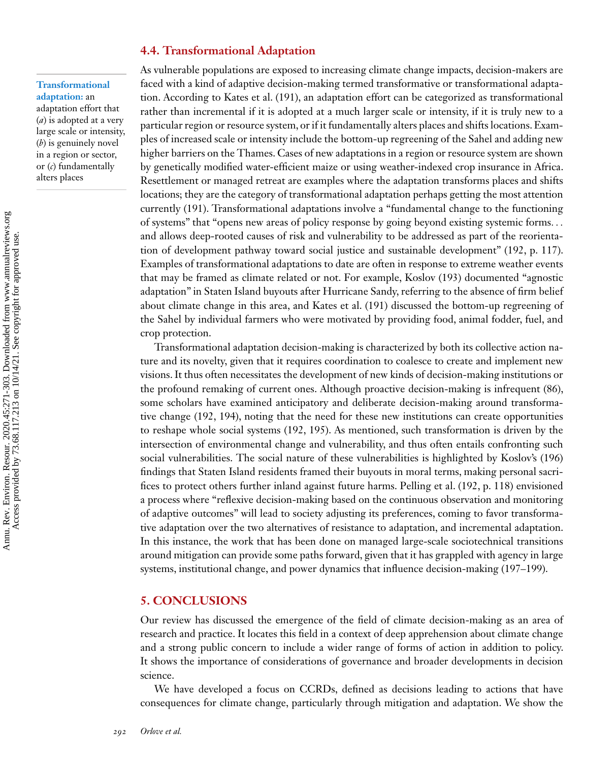## 4.4. Transformational Adaptation

**Transformational adaptation:** an adaptation effort that (*a*) is adopted at a very large scale or intensity, (*b*) is genuinely novel in a region or sector, or (*c*) fundamentally alters places

As vulnerable populations are exposed to increasing climate change impacts, decision-makers are faced with a kind of adaptive decision-making termed transformative or transformational adaptation. According to Kates et al. (191), an adaptation effort can be categorized as transformational rather than incremental if it is adopted at a much larger scale or intensity, if it is truly new to a particular region or resource system, or if it fundamentally alters places and shifts locations. Examples of increased scale or intensity include the bottom-up regreening of the Sahel and adding new higher barriers on the Thames. Cases of new adaptations in a region or resource system are shown by genetically modified water-efficient maize or using weather-indexed crop insurance in Africa. Resettlement or managed retreat are examples where the adaptation transforms places and shifts locations; they are the category of transformational adaptation perhaps getting the most attention currently (191). Transformational adaptations involve a "fundamental change to the functioning of systems" that "opens new areas of policy response by going beyond existing systemic forms… and allows deep-rooted causes of risk and vulnerability to be addressed as part of the reorientation of development pathway toward social justice and sustainable development" (192, p. 117). Examples of transformational adaptations to date are often in response to extreme weather events that may be framed as climate related or not. For example, Koslov (193) documented "agnostic adaptation" in Staten Island buyouts after Hurricane Sandy, referring to the absence of firm belief about climate change in this area, and Kates et al. (191) discussed the bottom-up regreening of the Sahel by individual farmers who were motivated by providing food, animal fodder, fuel, and crop protection.

Transformational adaptation decision-making is characterized by both its collective action nature and its novelty, given that it requires coordination to coalesce to create and implement new visions. It thus often necessitates the development of new kinds of decision-making institutions or the profound remaking of current ones. Although proactive decision-making is infrequent (86), some scholars have examined anticipatory and deliberate decision-making around transformative change (192, 194), noting that the need for these new institutions can create opportunities to reshape whole social systems (192, 195). As mentioned, such transformation is driven by the intersection of environmental change and vulnerability, and thus often entails confronting such social vulnerabilities. The social nature of these vulnerabilities is highlighted by Koslov's (196) findings that Staten Island residents framed their buyouts in moral terms, making personal sacrifices to protect others further inland against future harms. Pelling et al. (192, p. 118) envisioned a process where "reflexive decision-making based on the continuous observation and monitoring of adaptive outcomes" will lead to society adjusting its preferences, coming to favor transformative adaptation over the two alternatives of resistance to adaptation, and incremental adaptation. In this instance, the work that has been done on managed large-scale sociotechnical transitions around mitigation can provide some paths forward, given that it has grappled with agency in large systems, institutional change, and power dynamics that influence decision-making (197–199).

# 5. CONCLUSIONS

Our review has discussed the emergence of the field of climate decision-making as an area of research and practice. It locates this field in a context of deep apprehension about climate change and a strong public concern to include a wider range of forms of action in addition to policy. It shows the importance of considerations of governance and broader developments in decision science.

We have developed a focus on CCRDs, defined as decisions leading to actions that have consequences for climate change, particularly through mitigation and adaptation. We show the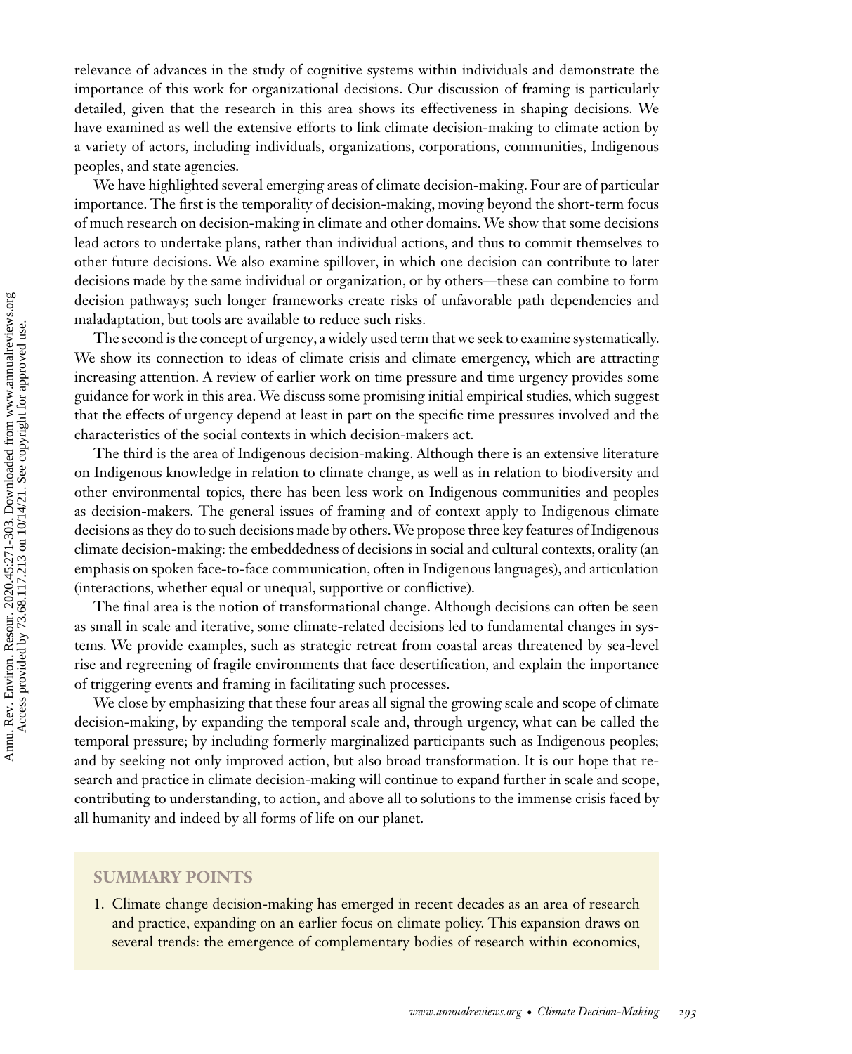relevance of advances in the study of cognitive systems within individuals and demonstrate the importance of this work for organizational decisions. Our discussion of framing is particularly detailed, given that the research in this area shows its effectiveness in shaping decisions. We have examined as well the extensive efforts to link climate decision-making to climate action by a variety of actors, including individuals, organizations, corporations, communities, Indigenous peoples, and state agencies.

We have highlighted several emerging areas of climate decision-making. Four are of particular importance. The first is the temporality of decision-making, moving beyond the short-term focus of much research on decision-making in climate and other domains. We show that some decisions lead actors to undertake plans, rather than individual actions, and thus to commit themselves to other future decisions. We also examine spillover, in which one decision can contribute to later decisions made by the same individual or organization, or by others—these can combine to form decision pathways; such longer frameworks create risks of unfavorable path dependencies and maladaptation, but tools are available to reduce such risks.

The second is the concept of urgency, a widely used term that we seek to examine systematically. We show its connection to ideas of climate crisis and climate emergency, which are attracting increasing attention. A review of earlier work on time pressure and time urgency provides some guidance for work in this area. We discuss some promising initial empirical studies, which suggest that the effects of urgency depend at least in part on the specific time pressures involved and the characteristics of the social contexts in which decision-makers act.

The third is the area of Indigenous decision-making. Although there is an extensive literature on Indigenous knowledge in relation to climate change, as well as in relation to biodiversity and other environmental topics, there has been less work on Indigenous communities and peoples as decision-makers. The general issues of framing and of context apply to Indigenous climate decisions as they do to such decisions made by others. We propose three key features of Indigenous climate decision-making: the embeddedness of decisions in social and cultural contexts, orality (an emphasis on spoken face-to-face communication, often in Indigenous languages), and articulation (interactions, whether equal or unequal, supportive or conflictive).

The final area is the notion of transformational change. Although decisions can often be seen as small in scale and iterative, some climate-related decisions led to fundamental changes in systems. We provide examples, such as strategic retreat from coastal areas threatened by sea-level rise and regreening of fragile environments that face desertification, and explain the importance of triggering events and framing in facilitating such processes.

We close by emphasizing that these four areas all signal the growing scale and scope of climate decision-making, by expanding the temporal scale and, through urgency, what can be called the temporal pressure; by including formerly marginalized participants such as Indigenous peoples; and by seeking not only improved action, but also broad transformation. It is our hope that research and practice in climate decision-making will continue to expand further in scale and scope, contributing to understanding, to action, and above all to solutions to the immense crisis faced by all humanity and indeed by all forms of life on our planet.

## SUMMARY POINTS

1. Climate change decision-making has emerged in recent decades as an area of research and practice, expanding on an earlier focus on climate policy. This expansion draws on several trends: the emergence of complementary bodies of research within economics,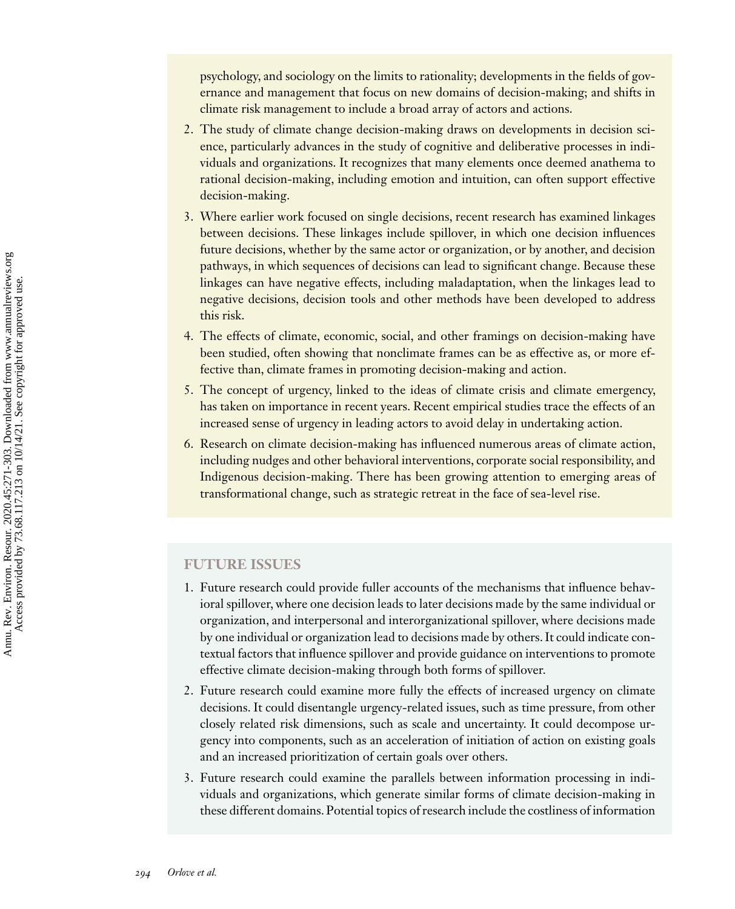psychology, and sociology on the limits to rationality; developments in the fields of governance and management that focus on new domains of decision-making; and shifts in climate risk management to include a broad array of actors and actions.

2. The study of climate change decision-making draws on developments in decision science, particularly advances in the study of cognitive and deliberative processes in individuals and organizations. It recognizes that many elements once deemed anathema to rational decision-making, including emotion and intuition, can often support effective decision-making.
3. Where earlier work focused on single decisions, recent research has examined linkages between decisions. These linkages include spillover, in which one decision influences future decisions, whether by the same actor or organization, or by another, and decision pathways, in which sequences of decisions can lead to significant change. Because these linkages can have negative effects, including maladaptation, when the linkages lead to negative decisions, decision tools and other methods have been developed to address this risk.
4. The effects of climate, economic, social, and other framings on decision-making have been studied, often showing that nonclimate frames can be as effective as, or more effective than, climate frames in promoting decision-making and action.
5. The concept of urgency, linked to the ideas of climate crisis and climate emergency, has taken on importance in recent years. Recent empirical studies trace the effects of an increased sense of urgency in leading actors to avoid delay in undertaking action.
6. Research on climate decision-making has influenced numerous areas of climate action, including nudges and other behavioral interventions, corporate social responsibility, and Indigenous decision-making. There has been growing attention to emerging areas of transformational change, such as strategic retreat in the face of sea-level rise.

## FUTURE ISSUES

1. Future research could provide fuller accounts of the mechanisms that influence behavioral spillover, where one decision leads to later decisions made by the same individual or organization, and interpersonal and interorganizational spillover, where decisions made by one individual or organization lead to decisions made by others. It could indicate contextual factors that influence spillover and provide guidance on interventions to promote effective climate decision-making through both forms of spillover.
2. Future research could examine more fully the effects of increased urgency on climate decisions. It could disentangle urgency-related issues, such as time pressure, from other closely related risk dimensions, such as scale and uncertainty. It could decompose urgency into components, such as an acceleration of initiation of action on existing goals and an increased prioritization of certain goals over others.
3. Future research could examine the parallels between information processing in individuals and organizations, which generate similar forms of climate decision-making in these different domains. Potential topics of research include the costliness of information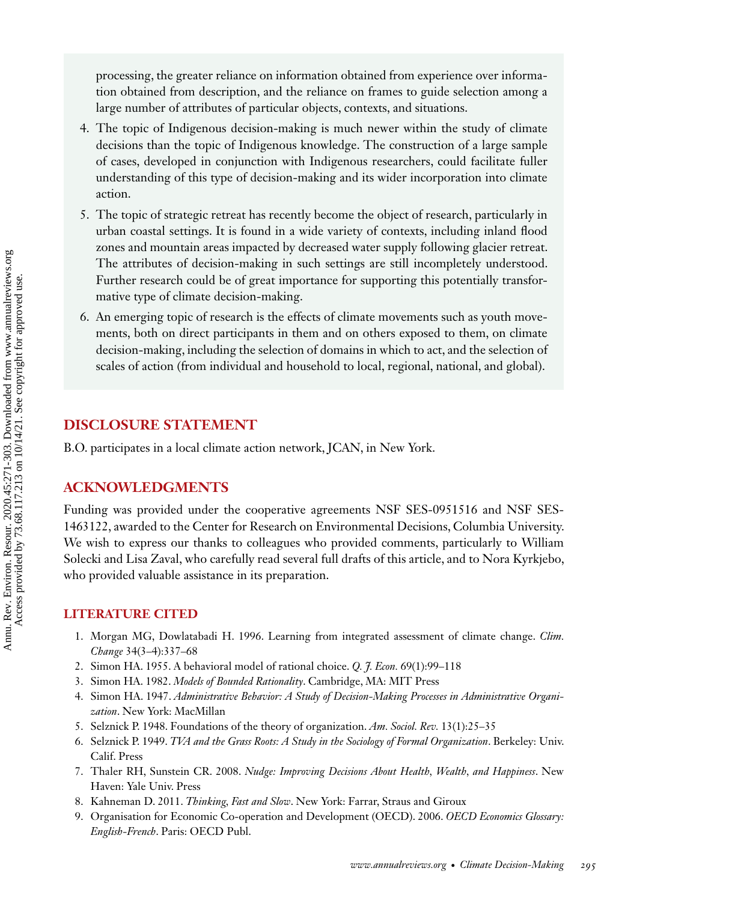processing, the greater reliance on information obtained from experience over information obtained from description, and the reliance on frames to guide selection among a large number of attributes of particular objects, contexts, and situations.

4. The topic of Indigenous decision-making is much newer within the study of climate decisions than the topic of Indigenous knowledge. The construction of a large sample of cases, developed in conjunction with Indigenous researchers, could facilitate fuller understanding of this type of decision-making and its wider incorporation into climate action.
5. The topic of strategic retreat has recently become the object of research, particularly in urban coastal settings. It is found in a wide variety of contexts, including inland flood zones and mountain areas impacted by decreased water supply following glacier retreat. The attributes of decision-making in such settings are still incompletely understood. Further research could be of great importance for supporting this potentially transformative type of climate decision-making.
6. An emerging topic of research is the effects of climate movements such as youth movements, both on direct participants in them and on others exposed to them, on climate decision-making, including the selection of domains in which to act, and the selection of scales of action (from individual and household to local, regional, national, and global).

## DISCLOSURE STATEMENT

B.O. participates in a local climate action network, JCAN, in New York.

## ACKNOWLEDGMENTS

Funding was provided under the cooperative agreements NSF SES-0951516 and NSF SES-1463122, awarded to the Center for Research on Environmental Decisions, Columbia University. We wish to express our thanks to colleagues who provided comments, particularly to William Solecki and Lisa Zaval, who carefully read several full drafts of this article, and to Nora Kyrkjebo, who provided valuable assistance in its preparation.

## LITERATURE CITED

1. Morgan MG, Dowlatabadi H. 1996. Learning from integrated assessment of climate change. *Clim. Change* 34(3–4):337–68
2. Simon HA. 1955. A behavioral model of rational choice. *Q. J. Econ.* 69(1):99–118
3. Simon HA. 1982. *Models of Bounded Rationality*. Cambridge, MA: MIT Press
4. Simon HA. 1947. *Administrative Behavior: A Study of Decision-Making Processes in Administrative Organization*. New York: MacMillan
5. Selznick P. 1948. Foundations of the theory of organization. *Am. Sociol. Rev.* 13(1):25–35
6. Selznick P. 1949. *TVA and the Grass Roots: A Study in the Sociology of Formal Organization*. Berkeley: Univ. Calif. Press
7. Thaler RH, Sunstein CR. 2008. *Nudge: Improving Decisions About Health, Wealth, and Happiness*. New Haven: Yale Univ. Press
8. Kahneman D. 2011. *Thinking, Fast and Slow*. New York: Farrar, Straus and Giroux
9. Organisation for Economic Co-operation and Development (OECD). 2006. *OECD Economics Glossary: English-French*. Paris: OECD Publ.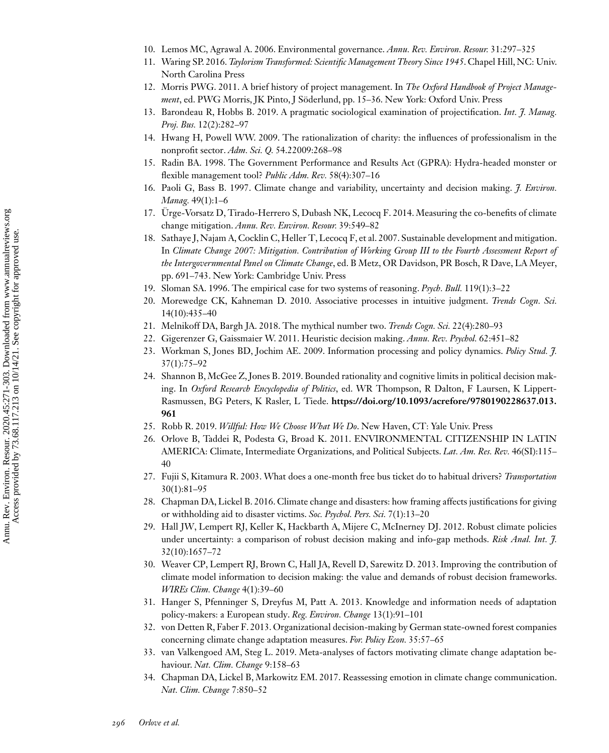10. Lemos MC, Agrawal A. 2006. Environmental governance. *Annu. Rev. Environ. Resour.* 31:297–325
11. Waring SP. 2016. *Taylorism Transformed: Scientific Management Theory Since 1945*. Chapel Hill, NC: Univ. North Carolina Press
12. Morris PWG. 2011. A brief history of project management. In *The Oxford Handbook of Project Management*, ed. PWG Morris, JK Pinto, J Söderlund, pp. 15–36. New York: Oxford Univ. Press
13. Barondeau R, Hobbs B. 2019. A pragmatic sociological examination of projectification. *Int. J. Manag. Proj. Bus.* 12(2):282–97
14. Hwang H, Powell WW. 2009. The rationalization of charity: the influences of professionalism in the nonprofit sector. *Adm. Sci. Q.* 54.22009:268–98
15. Radin BA. 1998. The Government Performance and Results Act (GPRA): Hydra-headed monster or flexible management tool? *Public Adm. Rev.* 58(4):307–16
16. Paoli G, Bass B. 1997. Climate change and variability, uncertainty and decision making. *J. Environ. Manag.* 49(1):1–6
17. Ürge-Vorsatz D, Tirado-Herrero S, Dubash NK, Lecocq F. 2014. Measuring the co-benefits of climate change mitigation. *Annu. Rev. Environ. Resour.* 39:549–82
18. Sathaye J, Najam A, Cocklin C, Heller T, Lecocq F, et al. 2007. Sustainable development and mitigation. In *Climate Change 2007: Mitigation. Contribution of Working Group III to the Fourth Assessment Report of the Intergovernmental Panel on Climate Change*, ed. B Metz, OR Davidson, PR Bosch, R Dave, LA Meyer, pp. 691–743. New York: Cambridge Univ. Press
19. Sloman SA. 1996. The empirical case for two systems of reasoning. *Psych. Bull.* 119(1):3–22
20. Morewedge CK, Kahneman D. 2010. Associative processes in intuitive judgment. *Trends Cogn. Sci.* 14(10):435–40
21. Melnikoff DA, Bargh JA. 2018. The mythical number two. *Trends Cogn. Sci.* 22(4):280–93
22. Gigerenzer G, Gaissmaier W. 2011. Heuristic decision making. *Annu. Rev. Psychol.* 62:451–82
23. Workman S, Jones BD, Jochim AE. 2009. Information processing and policy dynamics. *Policy Stud. J.* 37(1):75–92
24. Shannon B, McGee Z, Jones B. 2019. Bounded rationality and cognitive limits in political decision making. In *Oxford Research Encyclopedia of Politics*, ed. WR Thompson, R Dalton, F Laursen, K Lippert-Rasmussen, BG Peters, K Rasler, L Tiede. **https://doi.org/10.1093/acrefore/9780190228637.013.961**
25. Robb R. 2019. *Willful: How We Choose What We Do*. New Haven, CT: Yale Univ. Press
26. Orlove B, Taddei R, Podesta G, Broad K. 2011. ENVIRONMENTAL CITIZENSHIP IN LATIN AMERICA: Climate, Intermediate Organizations, and Political Subjects. *Lat. Am. Res. Rev.* 46(SI):115–40
27. Fujii S, Kitamura R. 2003. What does a one-month free bus ticket do to habitual drivers? *Transportation* 30(1):81–95
28. Chapman DA, Lickel B. 2016. Climate change and disasters: how framing affects justifications for giving or withholding aid to disaster victims. *Soc. Psychol. Pers. Sci.* 7(1):13–20
29. Hall JW, Lempert RJ, Keller K, Hackbarth A, Mijere C, McInerney DJ. 2012. Robust climate policies under uncertainty: a comparison of robust decision making and info-gap methods. *Risk Anal. Int. J.* 32(10):1657–72
30. Weaver CP, Lempert RJ, Brown C, Hall JA, Revell D, Sarewitz D. 2013. Improving the contribution of climate model information to decision making: the value and demands of robust decision frameworks. *WIREs Clim. Change* 4(1):39–60
31. Hanger S, Pfenninger S, Dreyfus M, Patt A. 2013. Knowledge and information needs of adaptation policy-makers: a European study. *Reg. Environ. Change* 13(1):91–101
32. von Detten R, Faber F. 2013. Organizational decision-making by German state-owned forest companies concerning climate change adaptation measures. *For. Policy Econ.* 35:57–65
33. van Valkengoed AM, Steg L. 2019. Meta-analyses of factors motivating climate change adaptation behaviour. *Nat. Clim. Change* 9:158–63
34. Chapman DA, Lickel B, Markowitz EM. 2017. Reassessing emotion in climate change communication. *Nat. Clim. Change* 7:850–52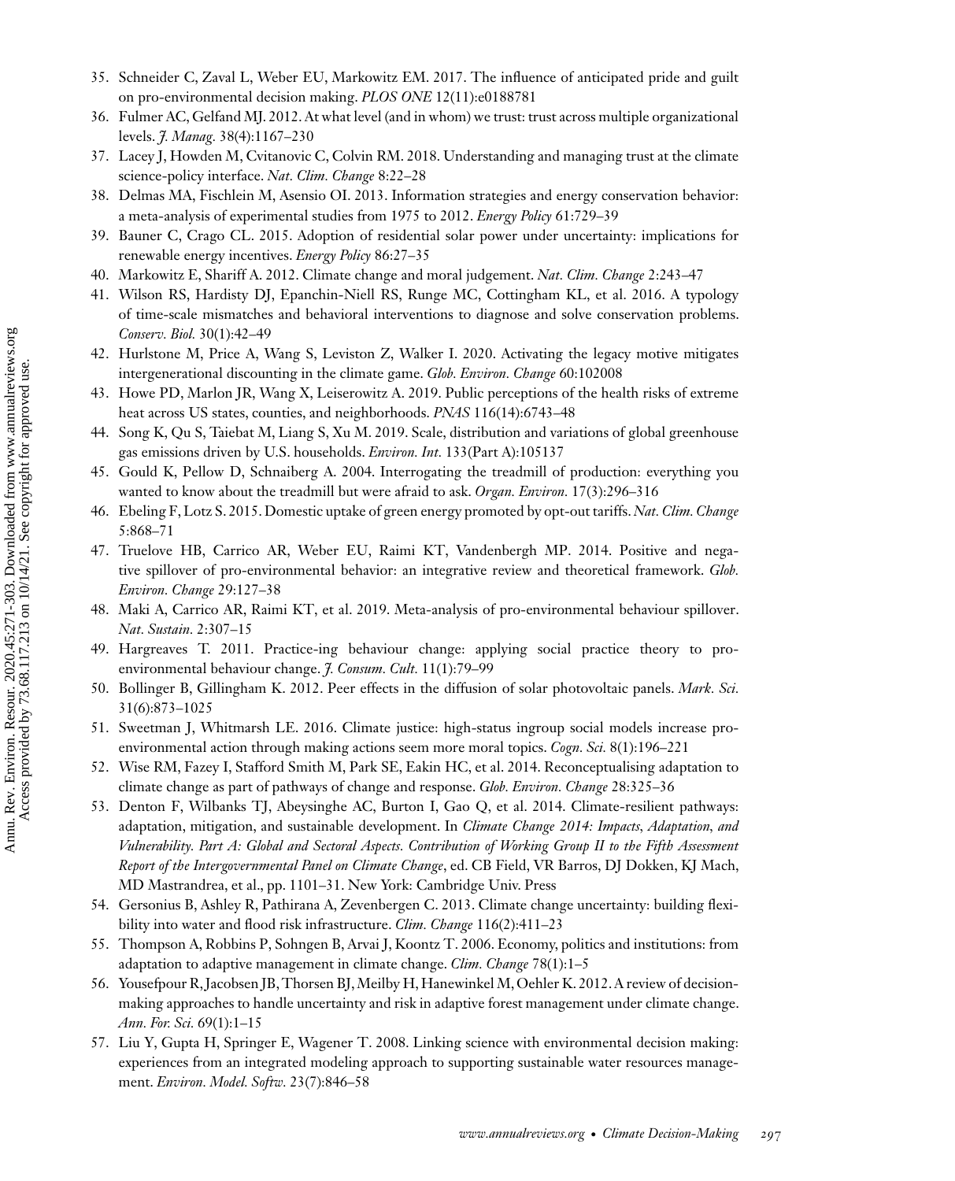35. Schneider C, Zaval L, Weber EU, Markowitz EM. 2017. The influence of anticipated pride and guilt on pro-environmental decision making. *PLOS ONE* 12(11):e0188781
36. Fulmer AC, Gelfand MJ. 2012. At what level (and in whom) we trust: trust across multiple organizational levels. *J. Manag.* 38(4):1167–230
37. Lacey J, Howden M, Cvitanovic C, Colvin RM. 2018. Understanding and managing trust at the climate science-policy interface. *Nat. Clim. Change* 8:22–28
38. Delmas MA, Fischlein M, Asensio OI. 2013. Information strategies and energy conservation behavior: a meta-analysis of experimental studies from 1975 to 2012. *Energy Policy* 61:729–39
39. Bauner C, Crago CL. 2015. Adoption of residential solar power under uncertainty: implications for renewable energy incentives. *Energy Policy* 86:27–35
40. Markowitz E, Shariff A. 2012. Climate change and moral judgement. *Nat. Clim. Change* 2:243–47
41. Wilson RS, Hardisty DJ, Epanchin-Niell RS, Runge MC, Cottingham KL, et al. 2016. A typology of time-scale mismatches and behavioral interventions to diagnose and solve conservation problems. *Conserv. Biol.* 30(1):42–49
42. Hurlstone M, Price A, Wang S, Leviston Z, Walker I. 2020. Activating the legacy motive mitigates intergenerational discounting in the climate game. *Glob. Environ. Change* 60:102008
43. Howe PD, Marlon JR, Wang X, Leiserowitz A. 2019. Public perceptions of the health risks of extreme heat across US states, counties, and neighborhoods. *PNAS* 116(14):6743–48
44. Song K, Qu S, Taiebat M, Liang S, Xu M. 2019. Scale, distribution and variations of global greenhouse gas emissions driven by U.S. households. *Environ. Int.* 133(Part A):105137
45. Gould K, Pellow D, Schnaiberg A. 2004. Interrogating the treadmill of production: everything you wanted to know about the treadmill but were afraid to ask. *Organ. Environ.* 17(3):296–316
46. Ebeling F, Lotz S. 2015. Domestic uptake of green energy promoted by opt-out tariffs. *Nat. Clim. Change* 5:868–71
47. Truelove HB, Carrico AR, Weber EU, Raimi KT, Vandenbergh MP. 2014. Positive and negative spillover of pro-environmental behavior: an integrative review and theoretical framework. *Glob. Environ. Change* 29:127–38
48. Maki A, Carrico AR, Raimi KT, et al. 2019. Meta-analysis of pro-environmental behaviour spillover. *Nat. Sustain.* 2:307–15
49. Hargreaves T. 2011. Practice-ing behaviour change: applying social practice theory to pro-environmental behaviour change. *J. Consum. Cult.* 11(1):79–99
50. Bollinger B, Gillingham K. 2012. Peer effects in the diffusion of solar photovoltaic panels. *Mark. Sci.* 31(6):873–1025
51. Sweetman J, Whitmarsh LE. 2016. Climate justice: high-status ingroup social models increase pro-environmental action through making actions seem more moral topics. *Cogn. Sci.* 8(1):196–221
52. Wise RM, Fazey I, Stafford Smith M, Park SE, Eakin HC, et al. 2014. Reconceptualising adaptation to climate change as part of pathways of change and response. *Glob. Environ. Change* 28:325–36
53. Denton F, Wilbanks TJ, Abeysinghe AC, Burton I, Gao Q, et al. 2014. Climate-resilient pathways: adaptation, mitigation, and sustainable development. In *Climate Change 2014: Impacts, Adaptation, and Vulnerability. Part A: Global and Sectoral Aspects. Contribution of Working Group II to the Fifth Assessment Report of the Intergovernmental Panel on Climate Change*, ed. CB Field, VR Barros, DJ Dokken, KJ Mach, MD Mastrandrea, et al., pp. 1101–31. New York: Cambridge Univ. Press
54. Gersonius B, Ashley R, Pathirana A, Zevenbergen C. 2013. Climate change uncertainty: building flexibility into water and flood risk infrastructure. *Clim. Change* 116(2):411–23
55. Thompson A, Robbins P, Sohngen B, Arvai J, Koontz T. 2006. Economy, politics and institutions: from adaptation to adaptive management in climate change. *Clim. Change* 78(1):1–5
56. Yousefpour R, Jacobsen JB, Thorsen BJ, Meilby H, Hanewinkel M, Oehler K. 2012. A review of decision-making approaches to handle uncertainty and risk in adaptive forest management under climate change. *Ann. For. Sci.* 69(1):1–15
57. Liu Y, Gupta H, Springer E, Wagener T. 2008. Linking science with environmental decision making: experiences from an integrated modeling approach to supporting sustainable water resources management. *Environ. Model. Softw.* 23(7):846–58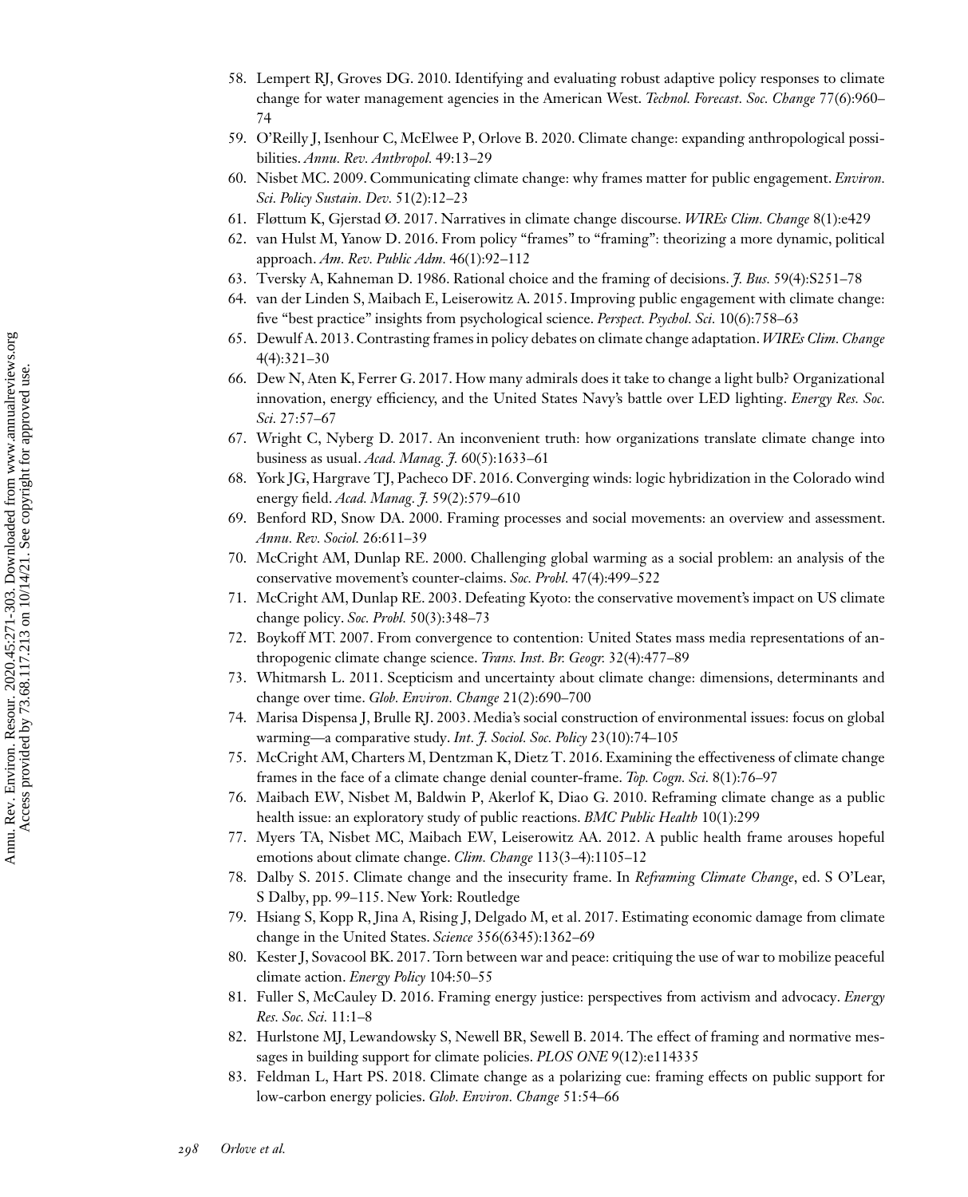58. Lempert RJ, Groves DG. 2010. Identifying and evaluating robust adaptive policy responses to climate change for water management agencies in the American West. *Technol. Forecast. Soc. Change* 77(6):960–74
59. O'Reilly J, Isenhour C, McElwee P, Orlove B. 2020. Climate change: expanding anthropological possibilities. *Annu. Rev. Anthropol.* 49:13–29
60. Nisbet MC. 2009. Communicating climate change: why frames matter for public engagement. *Environ. Sci. Policy Sustain. Dev.* 51(2):12–23
61. Fløttum K, Gjerstad Ø. 2017. Narratives in climate change discourse. *WIREs Clim. Change* 8(1):e429
62. van Hulst M, Yanow D. 2016. From policy "frames" to "framing": theorizing a more dynamic, political approach. *Am. Rev. Public Adm.* 46(1):92–112
63. Tversky A, Kahneman D. 1986. Rational choice and the framing of decisions. *J. Bus.* 59(4):S251–78
64. van der Linden S, Maibach E, Leiserowitz A. 2015. Improving public engagement with climate change: five "best practice" insights from psychological science. *Perspect. Psychol. Sci.* 10(6):758–63
65. Dewulf A. 2013. Contrasting frames in policy debates on climate change adaptation. *WIREs Clim. Change* 4(4):321–30
66. Dew N, Aten K, Ferrer G. 2017. How many admirals does it take to change a light bulb? Organizational innovation, energy efficiency, and the United States Navy's battle over LED lighting. *Energy Res. Soc. Sci.* 27:57–67
67. Wright C, Nyberg D. 2017. An inconvenient truth: how organizations translate climate change into business as usual. *Acad. Manag. J.* 60(5):1633–61
68. York JG, Hargrave TJ, Pacheco DF. 2016. Converging winds: logic hybridization in the Colorado wind energy field. *Acad. Manag. J.* 59(2):579–610
69. Benford RD, Snow DA. 2000. Framing processes and social movements: an overview and assessment. *Annu. Rev. Sociol.* 26:611–39
70. McCright AM, Dunlap RE. 2000. Challenging global warming as a social problem: an analysis of the conservative movement's counter-claims. *Soc. Probl.* 47(4):499–522
71. McCright AM, Dunlap RE. 2003. Defeating Kyoto: the conservative movement's impact on US climate change policy. *Soc. Probl.* 50(3):348–73
72. Boykoff MT. 2007. From convergence to contention: United States mass media representations of anthropogenic climate change science. *Trans. Inst. Br. Geogr.* 32(4):477–89
73. Whitmarsh L. 2011. Scepticism and uncertainty about climate change: dimensions, determinants and change over time. *Glob. Environ. Change* 21(2):690–700
74. Marisa Dispensa J, Brulle RJ. 2003. Media's social construction of environmental issues: focus on global warming—a comparative study. *Int. J. Sociol. Soc. Policy* 23(10):74–105
75. McCright AM, Charters M, Dentzman K, Dietz T. 2016. Examining the effectiveness of climate change frames in the face of a climate change denial counter-frame. *Top. Cogn. Sci.* 8(1):76–97
76. Maibach EW, Nisbet M, Baldwin P, Akerlof K, Diao G. 2010. Reframing climate change as a public health issue: an exploratory study of public reactions. *BMC Public Health* 10(1):299
77. Myers TA, Nisbet MC, Maibach EW, Leiserowitz AA. 2012. A public health frame arouses hopeful emotions about climate change. *Clim. Change* 113(3–4):1105–12
78. Dalby S. 2015. Climate change and the insecurity frame. In *Reframing Climate Change*, ed. S O'Lear, S Dalby, pp. 99–115. New York: Routledge
79. Hsiang S, Kopp R, Jina A, Rising J, Delgado M, et al. 2017. Estimating economic damage from climate change in the United States. *Science* 356(6345):1362–69
80. Kester J, Sovacool BK. 2017. Torn between war and peace: critiquing the use of war to mobilize peaceful climate action. *Energy Policy* 104:50–55
81. Fuller S, McCauley D. 2016. Framing energy justice: perspectives from activism and advocacy. *Energy Res. Soc. Sci.* 11:1–8
82. Hurlstone MJ, Lewandowsky S, Newell BR, Sewell B. 2014. The effect of framing and normative messages in building support for climate policies. *PLOS ONE* 9(12):e114335
83. Feldman L, Hart PS. 2018. Climate change as a polarizing cue: framing effects on public support for low-carbon energy policies. *Glob. Environ. Change* 51:54–66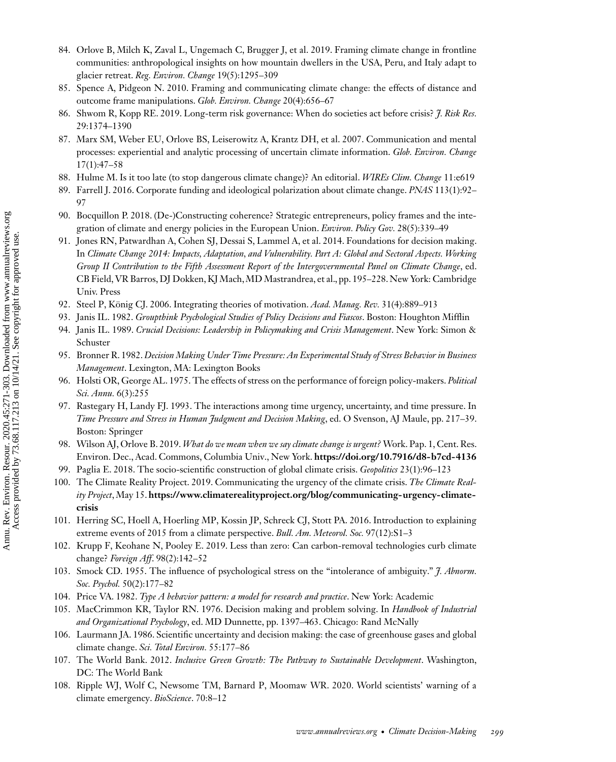84. Orlove B, Milch K, Zaval L, Ungemach C, Brugger J, et al. 2019. Framing climate change in frontline communities: anthropological insights on how mountain dwellers in the USA, Peru, and Italy adapt to glacier retreat. *Reg. Environ. Change* 19(5):1295–309
85. Spence A, Pidgeon N. 2010. Framing and communicating climate change: the effects of distance and outcome frame manipulations. *Glob. Environ. Change* 20(4):656–67
86. Shwom R, Kopp RE. 2019. Long-term risk governance: When do societies act before crisis? *J. Risk Res.* 29:1374–1390
87. Marx SM, Weber EU, Orlove BS, Leiserowitz A, Krantz DH, et al. 2007. Communication and mental processes: experiential and analytic processing of uncertain climate information. *Glob. Environ. Change* 17(1):47–58
88. Hulme M. Is it too late (to stop dangerous climate change)? An editorial. *WIREs Clim. Change* 11:e619
89. Farrell J. 2016. Corporate funding and ideological polarization about climate change. *PNAS* 113(1):92–97
90. Bocquillon P. 2018. (De-)Constructing coherence? Strategic entrepreneurs, policy frames and the integration of climate and energy policies in the European Union. *Environ. Policy Gov.* 28(5):339–49
91. Jones RN, Patwardhan A, Cohen SJ, Dessai S, Lammel A, et al. 2014. Foundations for decision making. In *Climate Change 2014: Impacts, Adaptation, and Vulnerability. Part A: Global and Sectoral Aspects. Working Group II Contribution to the Fifth Assessment Report of the Intergovernmental Panel on Climate Change*, ed. CB Field, VR Barros, DJ Dokken, KJ Mach, MD Mastrandrea, et al., pp. 195–228. New York: Cambridge Univ. Press
92. Steel P, König CJ. 2006. Integrating theories of motivation. *Acad. Manag. Rev.* 31(4):889–913
93. Janis IL. 1982. *Groupthink Psychological Studies of Policy Decisions and Fiascos*. Boston: Houghton Mifflin
94. Janis IL. 1989. *Crucial Decisions: Leadership in Policymaking and Crisis Management*. New York: Simon & Schuster
95. Bronner R. 1982. *Decision Making Under Time Pressure: An Experimental Study of Stress Behavior in Business Management*. Lexington, MA: Lexington Books
96. Holsti OR, George AL. 1975. The effects of stress on the performance of foreign policy-makers. *Political Sci. Annu.* 6(3):255
97. Rastegary H, Landy FJ. 1993. The interactions among time urgency, uncertainty, and time pressure. In *Time Pressure and Stress in Human Judgment and Decision Making*, ed. O Svenson, AJ Maule, pp. 217–39. Boston: Springer
98. Wilson AJ, Orlove B. 2019. *What do we mean when we say climate change is urgent?* Work. Pap. 1, Cent. Res. Environ. Dec., Acad. Commons, Columbia Univ., New York. **https://doi.org/10.7916/d8-b7cd-4136**
99. Paglia E. 2018. The socio-scientific construction of global climate crisis. *Geopolitics* 23(1):96–123
100. The Climate Reality Project. 2019. Communicating the urgency of the climate crisis. *The Climate Reality Project*, May 15. **https://www.climaterealityproject.org/blog/communicating-urgency-climate-crisis**
101. Herring SC, Hoell A, Hoerling MP, Kossin JP, Schreck CJ, Stott PA. 2016. Introduction to explaining extreme events of 2015 from a climate perspective. *Bull. Am. Meteorol. Soc.* 97(12):S1–3
102. Krupp F, Keohane N, Pooley E. 2019. Less than zero: Can carbon-removal technologies curb climate change? *Foreign Aff.* 98(2):142–52
103. Smock CD. 1955. The influence of psychological stress on the "intolerance of ambiguity." *J. Abnorm. Soc. Psychol.* 50(2):177–82
104. Price VA. 1982. *Type A behavior pattern: a model for research and practice*. New York: Academic
105. MacCrimmon KR, Taylor RN. 1976. Decision making and problem solving. In *Handbook of Industrial and Organizational Psychology*, ed. MD Dunnette, pp. 1397–463. Chicago: Rand McNally
106. Laurmann JA. 1986. Scientific uncertainty and decision making: the case of greenhouse gases and global climate change. *Sci. Total Environ.* 55:177–86
107. The World Bank. 2012. *Inclusive Green Growth: The Pathway to Sustainable Development*. Washington, DC: The World Bank
108. Ripple WJ, Wolf C, Newsome TM, Barnard P, Moomaw WR. 2020. World scientists' warning of a climate emergency. *BioScience*. 70:8–12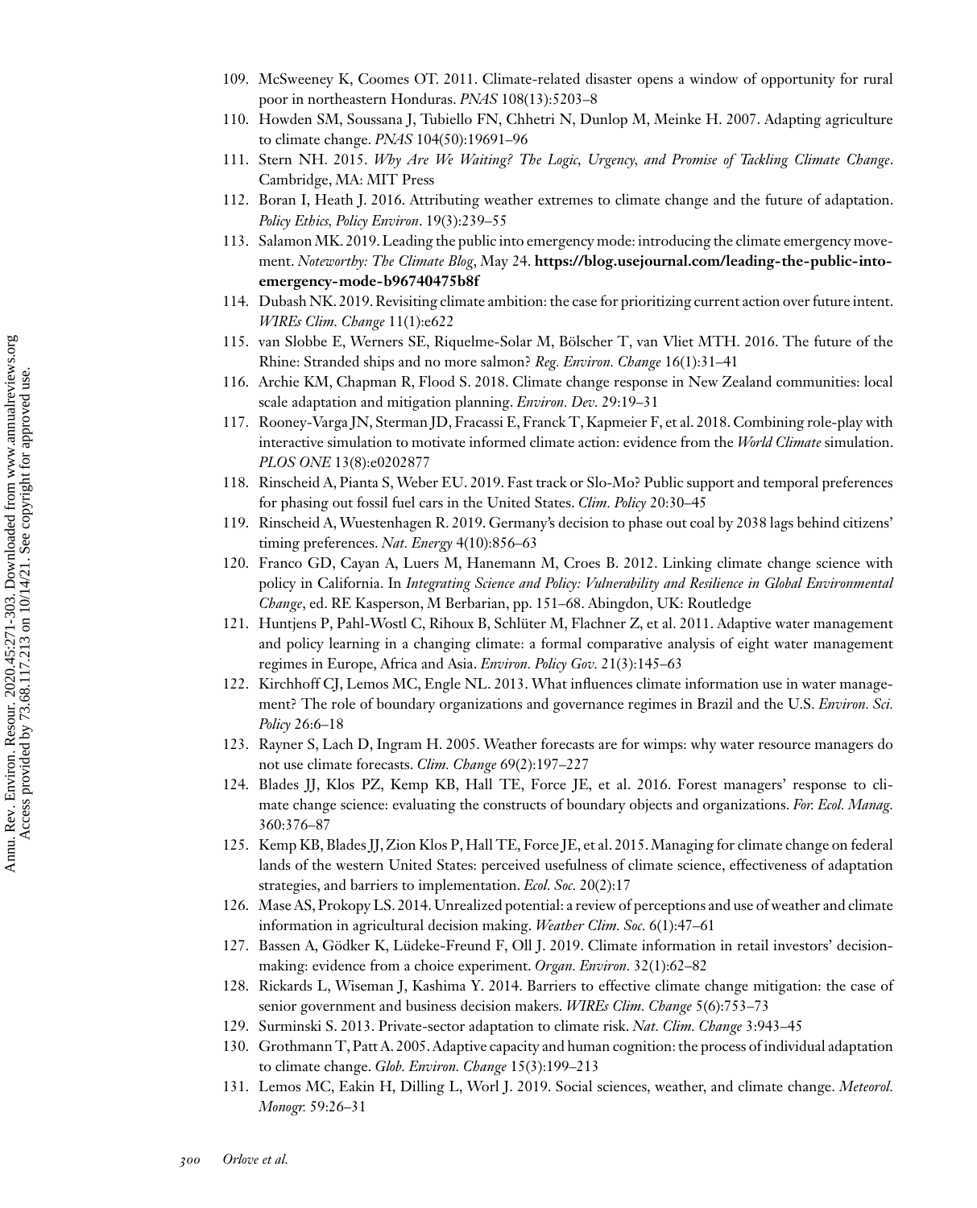109. McSweeney K, Coomes OT. 2011. Climate-related disaster opens a window of opportunity for rural poor in northeastern Honduras. *PNAS* 108(13):5203–8
110. Howden SM, Soussana J, Tubiello FN, Chhetri N, Dunlop M, Meinke H. 2007. Adapting agriculture to climate change. *PNAS* 104(50):19691–96
111. Stern NH. 2015. *Why Are We Waiting? The Logic, Urgency, and Promise of Tackling Climate Change*. Cambridge, MA: MIT Press
112. Boran I, Heath J. 2016. Attributing weather extremes to climate change and the future of adaptation. *Policy Ethics, Policy Environ*. 19(3):239–55
113. Salamon MK. 2019. Leading the public into emergency mode: introducing the climate emergency movement. *Noteworthy: The Climate Blog*, May 24. **https://blog.usejournal.com/leading-the-public-into-emergency-mode-b96740475b8f**
114. Dubash NK. 2019. Revisiting climate ambition: the case for prioritizing current action over future intent. *WIREs Clim. Change* 11(1):e622
115. van Slobbe E, Werners SE, Riquelme-Solar M, Bölscher T, van Vliet MTH. 2016. The future of the Rhine: Stranded ships and no more salmon? *Reg. Environ. Change* 16(1):31–41
116. Archie KM, Chapman R, Flood S. 2018. Climate change response in New Zealand communities: local scale adaptation and mitigation planning. *Environ. Dev.* 29:19–31
117. Rooney-Varga JN, Sterman JD, Fracassi E, Franck T, Kapmeier F, et al. 2018. Combining role-play with interactive simulation to motivate informed climate action: evidence from the *World Climate* simulation. *PLOS ONE* 13(8):e0202877
118. Rinscheid A, Pianta S, Weber EU. 2019. Fast track or Slo-Mo? Public support and temporal preferences for phasing out fossil fuel cars in the United States. *Clim. Policy* 20:30–45
119. Rinscheid A, Wuestenhagen R. 2019. Germany's decision to phase out coal by 2038 lags behind citizens' timing preferences. *Nat. Energy* 4(10):856–63
120. Franco GD, Cayan A, Luers M, Hanemann M, Croes B. 2012. Linking climate change science with policy in California. In *Integrating Science and Policy: Vulnerability and Resilience in Global Environmental Change*, ed. RE Kasperson, M Berbarian, pp. 151–68. Abingdon, UK: Routledge
121. Huntjens P, Pahl-Wostl C, Rihoux B, Schlüter M, Flachner Z, et al. 2011. Adaptive water management and policy learning in a changing climate: a formal comparative analysis of eight water management regimes in Europe, Africa and Asia. *Environ. Policy Gov.* 21(3):145–63
122. Kirchhoff CJ, Lemos MC, Engle NL. 2013. What influences climate information use in water management? The role of boundary organizations and governance regimes in Brazil and the U.S. *Environ. Sci. Policy* 26:6–18
123. Rayner S, Lach D, Ingram H. 2005. Weather forecasts are for wimps: why water resource managers do not use climate forecasts. *Clim. Change* 69(2):197–227
124. Blades JJ, Klos PZ, Kemp KB, Hall TE, Force JE, et al. 2016. Forest managers' response to climate change science: evaluating the constructs of boundary objects and organizations. *For. Ecol. Manag.* 360:376–87
125. Kemp KB, Blades JJ, Zion Klos P, Hall TE, Force JE, et al. 2015. Managing for climate change on federal lands of the western United States: perceived usefulness of climate science, effectiveness of adaptation strategies, and barriers to implementation. *Ecol. Soc.* 20(2):17
126. Mase AS, Prokopy LS. 2014. Unrealized potential: a review of perceptions and use of weather and climate information in agricultural decision making. *Weather Clim. Soc.* 6(1):47–61
127. Bassen A, Gödker K, Lüdeke-Freund F, Oll J. 2019. Climate information in retail investors' decision-making: evidence from a choice experiment. *Organ. Environ.* 32(1):62–82
128. Rickards L, Wiseman J, Kashima Y. 2014. Barriers to effective climate change mitigation: the case of senior government and business decision makers. *WIREs Clim. Change* 5(6):753–73
129. Surminski S. 2013. Private-sector adaptation to climate risk. *Nat. Clim. Change* 3:943–45
130. Grothmann T, Patt A. 2005. Adaptive capacity and human cognition: the process of individual adaptation to climate change. *Glob. Environ. Change* 15(3):199–213
131. Lemos MC, Eakin H, Dilling L, Worl J. 2019. Social sciences, weather, and climate change. *Meteorol. Monogr.* 59:26–31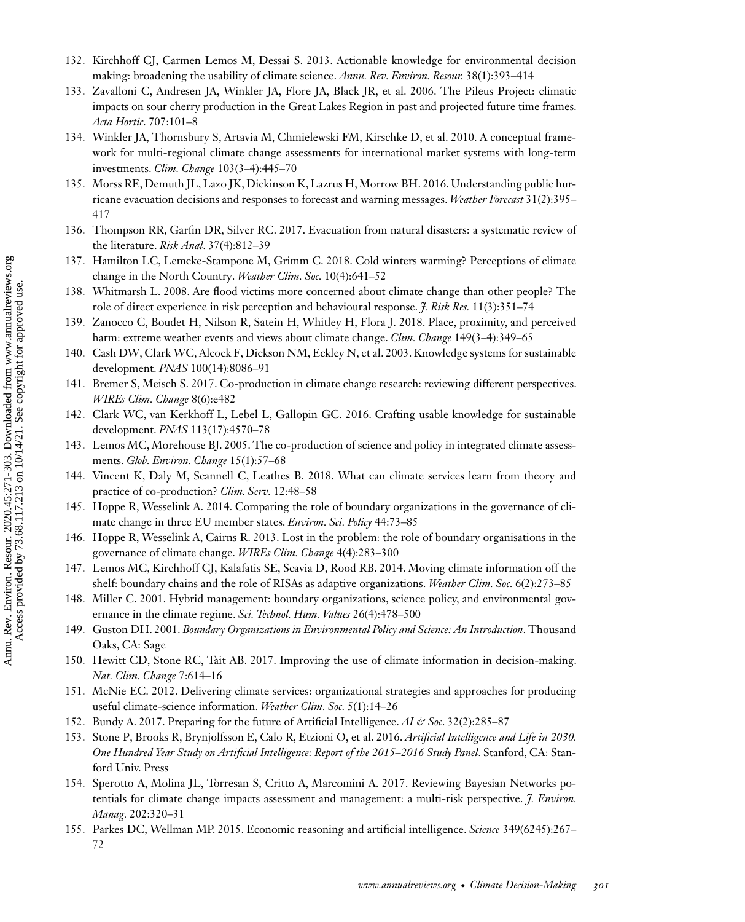132. Kirchhoff CJ, Carmen Lemos M, Dessai S. 2013. Actionable knowledge for environmental decision making: broadening the usability of climate science. *Annu. Rev. Environ. Resour.* 38(1):393–414
133. Zavalloni C, Andresen JA, Winkler JA, Flore JA, Black JR, et al. 2006. The Pileus Project: climatic impacts on sour cherry production in the Great Lakes Region in past and projected future time frames. *Acta Hortic*. 707:101–8
134. Winkler JA, Thornsbury S, Artavia M, Chmielewski FM, Kirschke D, et al. 2010. A conceptual framework for multi-regional climate change assessments for international market systems with long-term investments. *Clim. Change* 103(3–4):445–70
135. Morss RE, Demuth JL, Lazo JK, Dickinson K, Lazrus H, Morrow BH. 2016. Understanding public hurricane evacuation decisions and responses to forecast and warning messages. *Weather Forecast* 31(2):395–417
136. Thompson RR, Garfin DR, Silver RC. 2017. Evacuation from natural disasters: a systematic review of the literature. *Risk Anal*. 37(4):812–39
137. Hamilton LC, Lemcke-Stampone M, Grimm C. 2018. Cold winters warming? Perceptions of climate change in the North Country. *Weather Clim. Soc.* 10(4):641–52
138. Whitmarsh L. 2008. Are flood victims more concerned about climate change than other people? The role of direct experience in risk perception and behavioural response. *J. Risk Res.* 11(3):351–74
139. Zanocco C, Boudet H, Nilson R, Satein H, Whitley H, Flora J. 2018. Place, proximity, and perceived harm: extreme weather events and views about climate change. *Clim. Change* 149(3–4):349–65
140. Cash DW, Clark WC, Alcock F, Dickson NM, Eckley N, et al. 2003. Knowledge systems for sustainable development. *PNAS* 100(14):8086–91
141. Bremer S, Meisch S. 2017. Co-production in climate change research: reviewing different perspectives. *WIREs Clim. Change* 8(6):e482
142. Clark WC, van Kerkhoff L, Lebel L, Gallopin GC. 2016. Crafting usable knowledge for sustainable development. *PNAS* 113(17):4570–78
143. Lemos MC, Morehouse BJ. 2005. The co-production of science and policy in integrated climate assessments. *Glob. Environ. Change* 15(1):57–68
144. Vincent K, Daly M, Scannell C, Leathes B. 2018. What can climate services learn from theory and practice of co-production? *Clim. Serv.* 12:48–58
145. Hoppe R, Wesselink A. 2014. Comparing the role of boundary organizations in the governance of climate change in three EU member states. *Environ. Sci. Policy* 44:73–85
146. Hoppe R, Wesselink A, Cairns R. 2013. Lost in the problem: the role of boundary organisations in the governance of climate change. *WIREs Clim. Change* 4(4):283–300
147. Lemos MC, Kirchhoff CJ, Kalafatis SE, Scavia D, Rood RB. 2014. Moving climate information off the shelf: boundary chains and the role of RISAs as adaptive organizations. *Weather Clim. Soc.* 6(2):273–85
148. Miller C. 2001. Hybrid management: boundary organizations, science policy, and environmental governance in the climate regime. *Sci. Technol. Hum. Values* 26(4):478–500
149. Guston DH. 2001. *Boundary Organizations in Environmental Policy and Science: An Introduction*. Thousand Oaks, CA: Sage
150. Hewitt CD, Stone RC, Tait AB. 2017. Improving the use of climate information in decision-making. *Nat. Clim. Change* 7:614–16
151. McNie EC. 2012. Delivering climate services: organizational strategies and approaches for producing useful climate-science information. *Weather Clim. Soc.* 5(1):14–26
152. Bundy A. 2017. Preparing for the future of Artificial Intelligence. *AI & Soc*. 32(2):285–87
153. Stone P, Brooks R, Brynjolfsson E, Calo R, Etzioni O, et al. 2016. *Artificial Intelligence and Life in 2030. One Hundred Year Study on Artificial Intelligence: Report of the 2015–2016 Study Panel*. Stanford, CA: Stanford Univ. Press
154. Sperotto A, Molina JL, Torresan S, Critto A, Marcomini A. 2017. Reviewing Bayesian Networks potentials for climate change impacts assessment and management: a multi-risk perspective. *J. Environ. Manag.* 202:320–31
155. Parkes DC, Wellman MP. 2015. Economic reasoning and artificial intelligence. *Science* 349(6245):267–72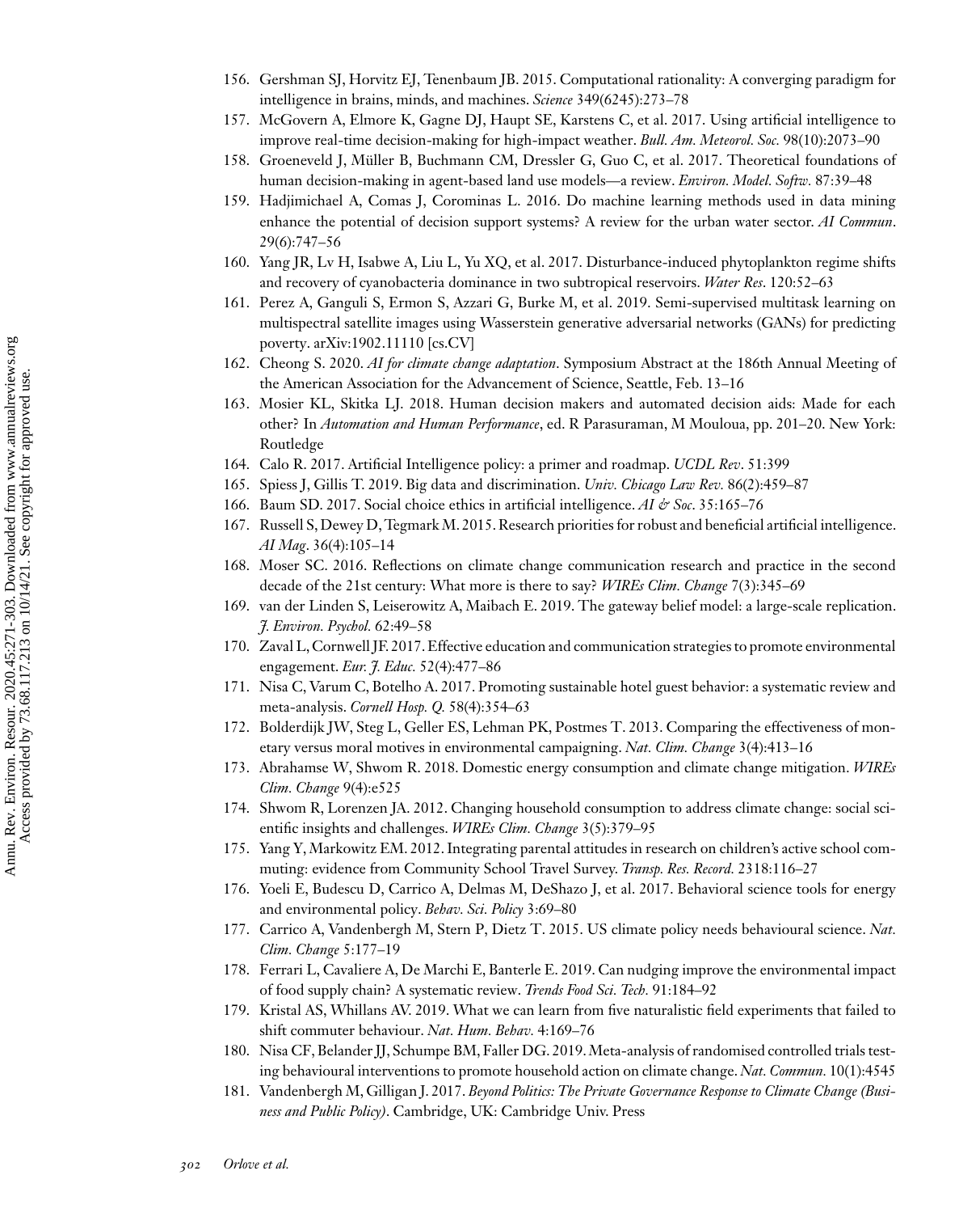156. Gershman SJ, Horvitz EJ, Tenenbaum JB. 2015. Computational rationality: A converging paradigm for intelligence in brains, minds, and machines. *Science* 349(6245):273–78
157. McGovern A, Elmore K, Gagne DJ, Haupt SE, Karstens C, et al. 2017. Using artificial intelligence to improve real-time decision-making for high-impact weather. *Bull. Am. Meteorol. Soc.* 98(10):2073–90
158. Groeneveld J, Müller B, Buchmann CM, Dressler G, Guo C, et al. 2017. Theoretical foundations of human decision-making in agent-based land use models—a review. *Environ. Model. Softw.* 87:39–48
159. Hadjimichael A, Comas J, Corominas L. 2016. Do machine learning methods used in data mining enhance the potential of decision support systems? A review for the urban water sector. *AI Commun*. 29(6):747–56
160. Yang JR, Lv H, Isabwe A, Liu L, Yu XQ, et al. 2017. Disturbance-induced phytoplankton regime shifts and recovery of cyanobacteria dominance in two subtropical reservoirs. *Water Res*. 120:52–63
161. Perez A, Ganguli S, Ermon S, Azzari G, Burke M, et al. 2019. Semi-supervised multitask learning on multispectral satellite images using Wasserstein generative adversarial networks (GANs) for predicting poverty. arXiv:1902.11110 [cs.CV]
162. Cheong S. 2020. *AI for climate change adaptation*. Symposium Abstract at the 186th Annual Meeting of the American Association for the Advancement of Science, Seattle, Feb. 13–16
163. Mosier KL, Skitka LJ. 2018. Human decision makers and automated decision aids: Made for each other? In *Automation and Human Performance*, ed. R Parasuraman, M Mouloua, pp. 201–20. New York: Routledge
164. Calo R. 2017. Artificial Intelligence policy: a primer and roadmap. *UCDL Rev*. 51:399
165. Spiess J, Gillis T. 2019. Big data and discrimination. *Univ. Chicago Law Rev.* 86(2):459–87
166. Baum SD. 2017. Social choice ethics in artificial intelligence. *AI & Soc*. 35:165–76
167. Russell S, Dewey D, Tegmark M. 2015. Research priorities for robust and beneficial artificial intelligence. *AI Mag*. 36(4):105–14
168. Moser SC. 2016. Reflections on climate change communication research and practice in the second decade of the 21st century: What more is there to say? *WIREs Clim. Change* 7(3):345–69
169. van der Linden S, Leiserowitz A, Maibach E. 2019. The gateway belief model: a large-scale replication. *J. Environ. Psychol.* 62:49–58
170. Zaval L, Cornwell JF. 2017. Effective education and communication strategies to promote environmental engagement. *Eur. J. Educ.* 52(4):477–86
171. Nisa C, Varum C, Botelho A. 2017. Promoting sustainable hotel guest behavior: a systematic review and meta-analysis. *Cornell Hosp. Q.* 58(4):354–63
172. Bolderdijk JW, Steg L, Geller ES, Lehman PK, Postmes T. 2013. Comparing the effectiveness of monetary versus moral motives in environmental campaigning. *Nat. Clim. Change* 3(4):413–16
173. Abrahamse W, Shwom R. 2018. Domestic energy consumption and climate change mitigation. *WIREs Clim. Change* 9(4):e525
174. Shwom R, Lorenzen JA. 2012. Changing household consumption to address climate change: social scientific insights and challenges. *WIREs Clim. Change* 3(5):379–95
175. Yang Y, Markowitz EM. 2012. Integrating parental attitudes in research on children's active school commuting: evidence from Community School Travel Survey. *Transp. Res. Record.* 2318:116–27
176. Yoeli E, Budescu D, Carrico A, Delmas M, DeShazo J, et al. 2017. Behavioral science tools for energy and environmental policy. *Behav. Sci. Policy* 3:69–80
177. Carrico A, Vandenbergh M, Stern P, Dietz T. 2015. US climate policy needs behavioural science. *Nat. Clim. Change* 5:177–19
178. Ferrari L, Cavaliere A, De Marchi E, Banterle E. 2019. Can nudging improve the environmental impact of food supply chain? A systematic review. *Trends Food Sci. Tech.* 91:184–92
179. Kristal AS, Whillans AV. 2019. What we can learn from five naturalistic field experiments that failed to shift commuter behaviour. *Nat. Hum. Behav.* 4:169–76
180. Nisa CF, Belander JJ, Schumpe BM, Faller DG. 2019. Meta-analysis of randomised controlled trials testing behavioural interventions to promote household action on climate change. *Nat. Commun.* 10(1):4545
181. Vandenbergh M, Gilligan J. 2017. *Beyond Politics: The Private Governance Response to Climate Change (Business and Public Policy)*. Cambridge, UK: Cambridge Univ. Press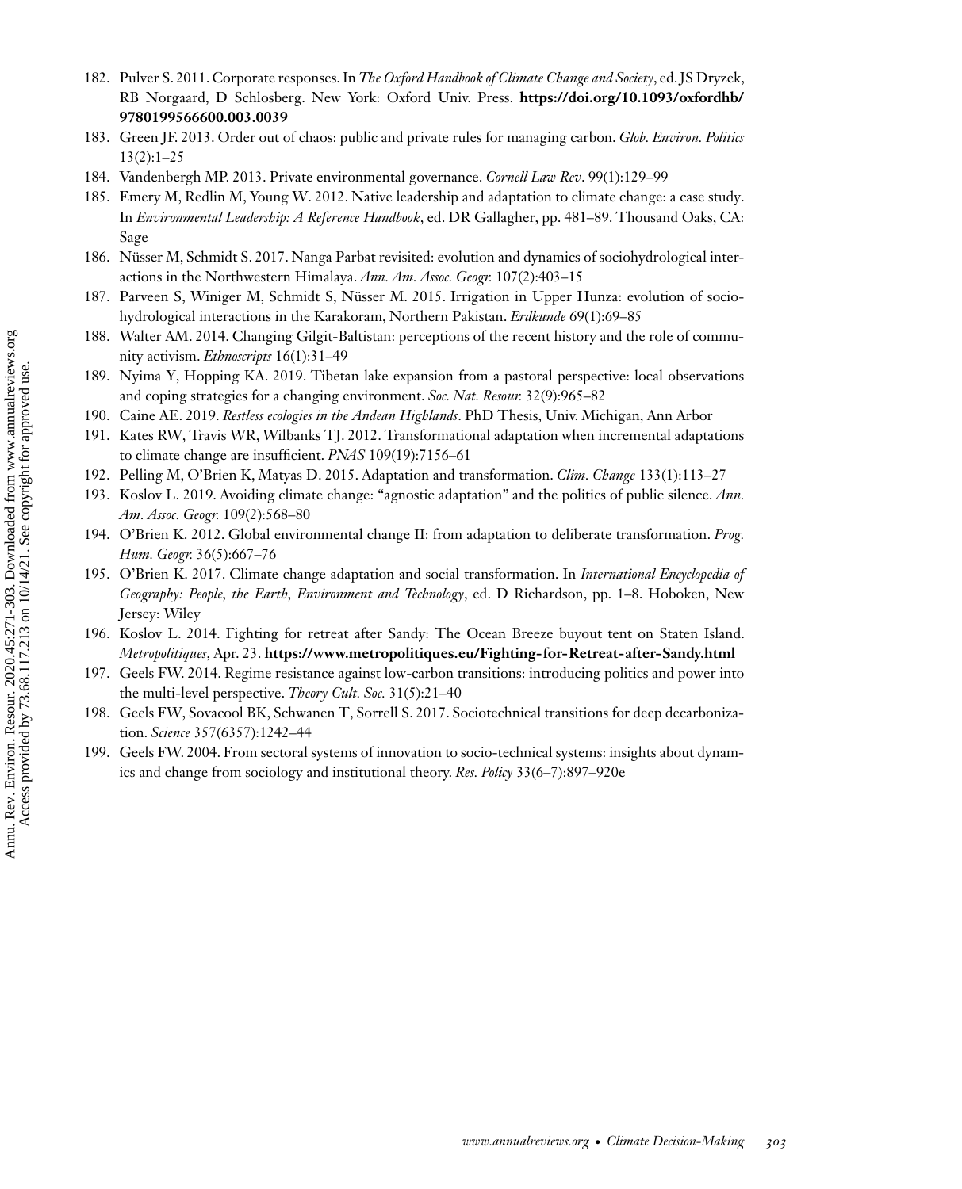182. Pulver S. 2011. Corporate responses. In *The Oxford Handbook of Climate Change and Society*, ed. JS Dryzek, RB Norgaard, D Schlosberg. New York: Oxford Univ. Press. **https://doi.org/10.1093/oxfordhb/9780199566600.003.0039**
183. Green JF. 2013. Order out of chaos: public and private rules for managing carbon. *Glob. Environ. Politics* 13(2):1–25
184. Vandenbergh MP. 2013. Private environmental governance. *Cornell Law Rev*. 99(1):129–99
185. Emery M, Redlin M, Young W. 2012. Native leadership and adaptation to climate change: a case study. In *Environmental Leadership: A Reference Handbook*, ed. DR Gallagher, pp. 481–89. Thousand Oaks, CA: Sage
186. Nüsser M, Schmidt S. 2017. Nanga Parbat revisited: evolution and dynamics of sociohydrological interactions in the Northwestern Himalaya. *Ann. Am. Assoc. Geogr.* 107(2):403–15
187. Parveen S, Winiger M, Schmidt S, Nüsser M. 2015. Irrigation in Upper Hunza: evolution of socio-hydrological interactions in the Karakoram, Northern Pakistan. *Erdkunde* 69(1):69–85
188. Walter AM. 2014. Changing Gilgit-Baltistan: perceptions of the recent history and the role of community activism. *Ethnoscripts* 16(1):31–49
189. Nyima Y, Hopping KA. 2019. Tibetan lake expansion from a pastoral perspective: local observations and coping strategies for a changing environment. *Soc. Nat. Resour.* 32(9):965–82
190. Caine AE. 2019. *Restless ecologies in the Andean Highlands*. PhD Thesis, Univ. Michigan, Ann Arbor
191. Kates RW, Travis WR, Wilbanks TJ. 2012. Transformational adaptation when incremental adaptations to climate change are insufficient. *PNAS* 109(19):7156–61
192. Pelling M, O'Brien K, Matyas D. 2015. Adaptation and transformation. *Clim. Change* 133(1):113–27
193. Koslov L. 2019. Avoiding climate change: "agnostic adaptation" and the politics of public silence. *Ann. Am. Assoc. Geogr.* 109(2):568–80
194. O'Brien K. 2012. Global environmental change II: from adaptation to deliberate transformation. *Prog. Hum. Geogr.* 36(5):667–76
195. O'Brien K. 2017. Climate change adaptation and social transformation. In *International Encyclopedia of Geography: People, the Earth, Environment and Technology*, ed. D Richardson, pp. 1–8. Hoboken, New Jersey: Wiley
196. Koslov L. 2014. Fighting for retreat after Sandy: The Ocean Breeze buyout tent on Staten Island. *Metropolitiques*, Apr. 23. **https://www.metropolitiques.eu/Fighting-for-Retreat-after-Sandy.html**
197. Geels FW. 2014. Regime resistance against low-carbon transitions: introducing politics and power into the multi-level perspective. *Theory Cult. Soc.* 31(5):21–40
198. Geels FW, Sovacool BK, Schwanen T, Sorrell S. 2017. Sociotechnical transitions for deep decarbonization. *Science* 357(6357):1242–44
199. Geels FW. 2004. From sectoral systems of innovation to socio-technical systems: insights about dynamics and change from sociology and institutional theory. *Res. Policy* 33(6–7):897–920e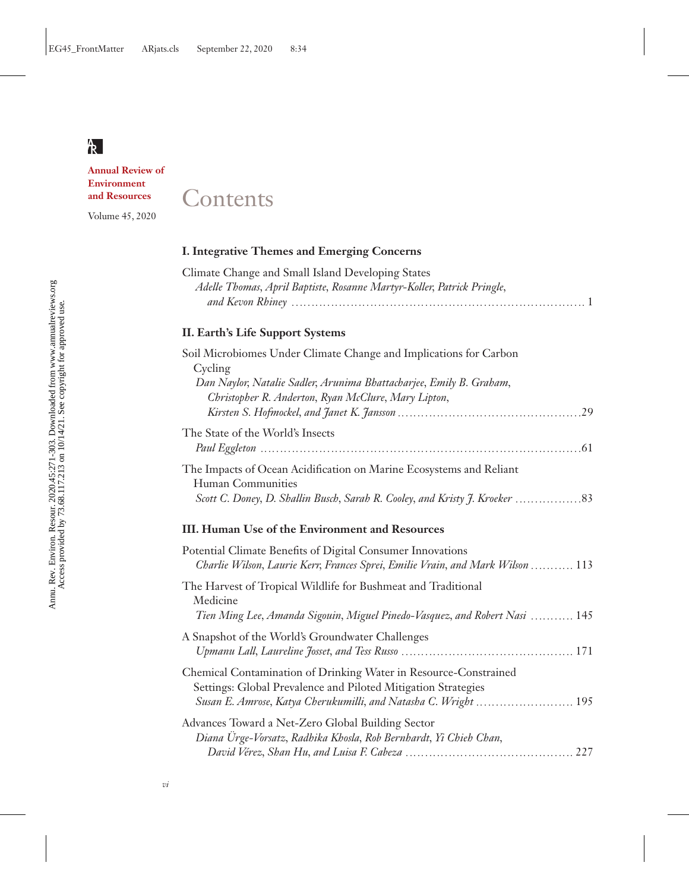**Annual Review of Environment and Resources**

Volume 45, 2020

# Contents

## I. Integrative Themes and Emerging Concerns

Climate Change and Small Island Developing States
*Adelle Thomas, April Baptiste, Rosanne Martyr-Koller, Patrick Pringle, and Kevon Rhiney* . . . . . . . . . . 1

## II. Earth's Life Support Systems

Soil Microbiomes Under Climate Change and Implications for Carbon Cycling
*Dan Naylor, Natalie Sadler, Arunima Bhattacharjee, Emily B. Graham, Christopher R. Anderton, Ryan McClure, Mary Lipton, Kirsten S. Hofmockel, and Janet K. Jansson* . . . . . . . . . . 29

The State of the World's Insects
*Paul Eggleton* . . . . . . . . . . 61

The Impacts of Ocean Acidification on Marine Ecosystems and Reliant Human Communities
*Scott C. Doney, D. Shallin Busch, Sarah R. Cooley, and Kristy J. Kroeker* . . . . . . . . . . 83

## III. Human Use of the Environment and Resources

Potential Climate Benefits of Digital Consumer Innovations
*Charlie Wilson, Laurie Kerr, Frances Sprei, Emilie Vrain, and Mark Wilson* . . . . . . . . . . 113

The Harvest of Tropical Wildlife for Bushmeat and Traditional Medicine
*Tien Ming Lee, Amanda Sigouin, Miguel Pinedo-Vasquez, and Robert Nasi* . . . . . . . . . . 145

A Snapshot of the World's Groundwater Challenges
*Upmanu Lall, Laureline Josset, and Tess Russo* . . . . . . . . . . 171

Chemical Contamination of Drinking Water in Resource-Constrained Settings: Global Prevalence and Piloted Mitigation Strategies
*Susan E. Amrose, Katya Cherukumilli, and Natasha C. Wright* . . . . . . . . . . 195

Advances Toward a Net-Zero Global Building Sector
*Diana Ürge-Vorsatz, Radhika Khosla, Rob Bernhardt, Yi Chieh Chan, David Vérez, Shan Hu, and Luisa F. Cabeza* . . . . . . . . . . 227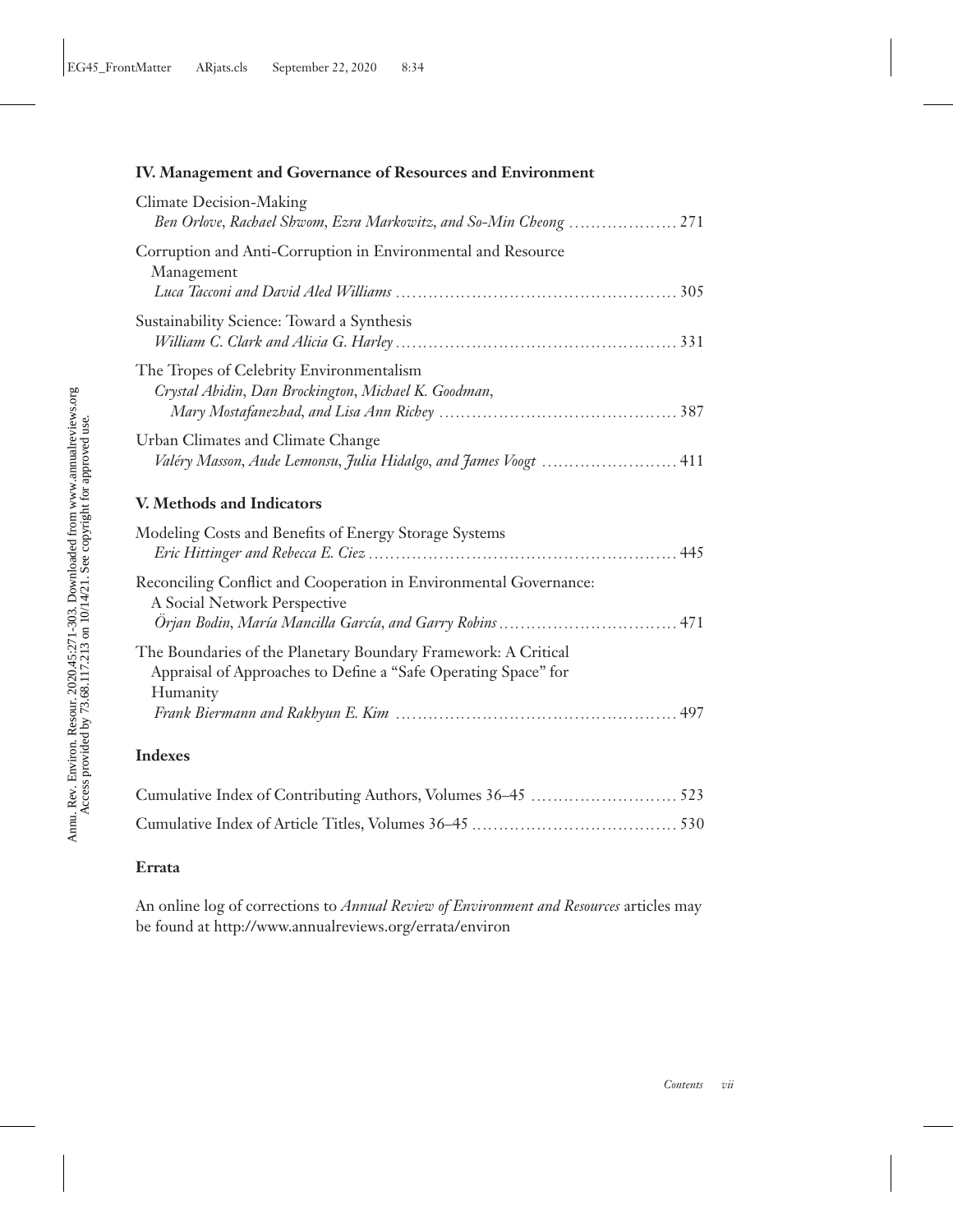## IV. Management and Governance of Resources and Environment

Climate Decision-Making
*Ben Orlove, Rachael Shwom, Ezra Markowitz, and So-Min Cheong* .................... 271

Corruption and Anti-Corruption in Environmental and Resource Management
*Luca Tacconi and David Aled Williams* .................................................. 305

Sustainability Science: Toward a Synthesis
*William C. Clark and Alicia G. Harley* .................................................. 331

The Tropes of Celebrity Environmentalism
*Crystal Abidin, Dan Brockington, Michael K. Goodman, Mary Mostafanezhad, and Lisa Ann Richey* .......................................... 387

Urban Climates and Climate Change
*Valéry Masson, Aude Lemonsu, Julia Hidalgo, and James Voogt* ........................ 411

## V. Methods and Indicators

Modeling Costs and Benefits of Energy Storage Systems
*Eric Hittinger and Rebecca E. Ciez* ...................................................... 445

Reconciling Conflict and Cooperation in Environmental Governance: A Social Network Perspective
*Örjan Bodin, María Mancilla García, and Garry Robins* ................................ 471

The Boundaries of the Planetary Boundary Framework: A Critical Appraisal of Approaches to Define a "Safe Operating Space" for Humanity
*Frank Biermann and Rakhyun E. Kim* .................................................. 497

## Indexes

Cumulative Index of Contributing Authors, Volumes 36–45 .......................... 523

Cumulative Index of Article Titles, Volumes 36–45 .................................... 530

## Errata

An online log of corrections to *Annual Review of Environment and Resources* articles may be found at http://www.annualreviews.org/errata/environ